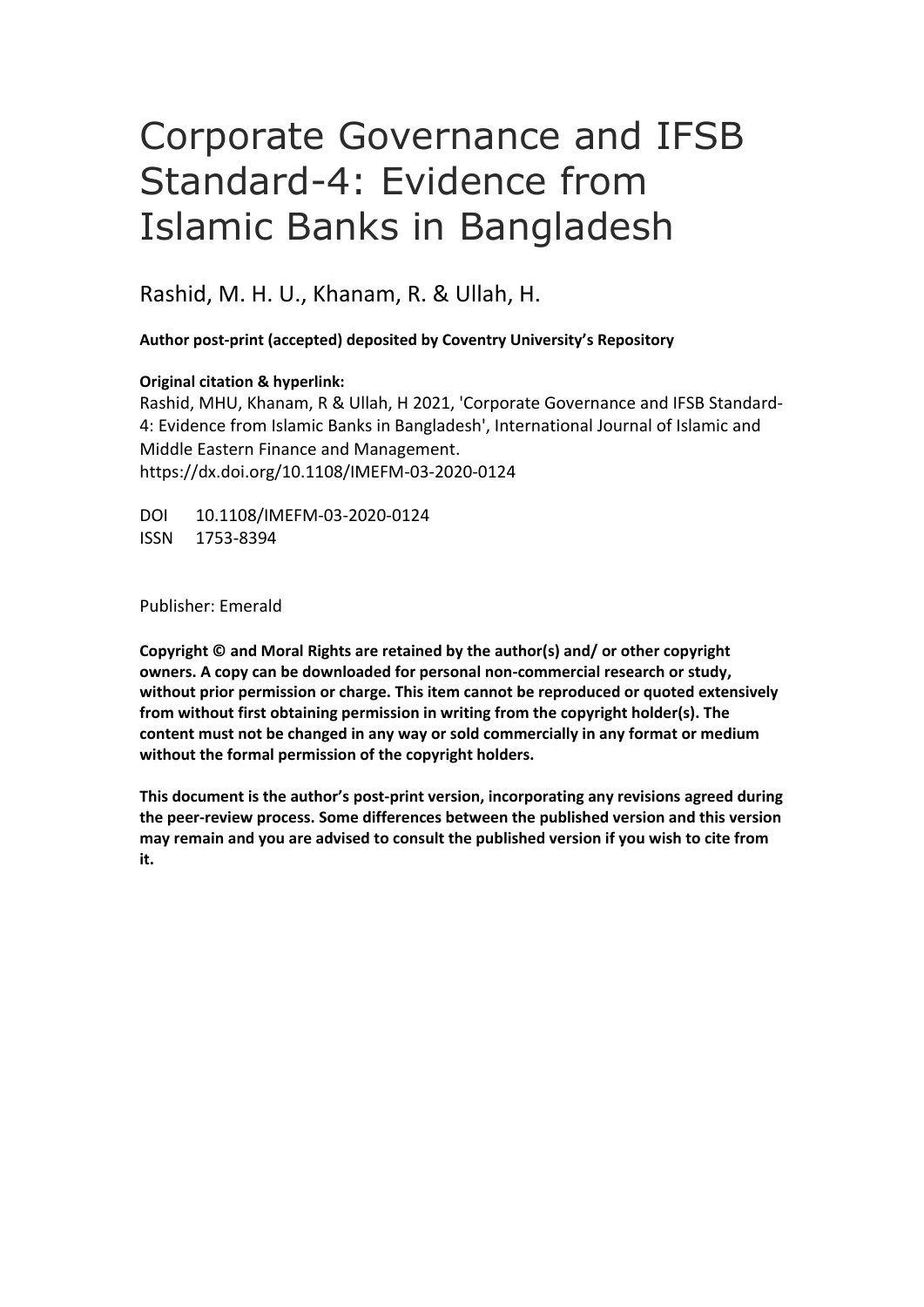# Corporate Governance and IFSB Standard-4: Evidence from Islamic Banks in Bangladesh

Rashid, M. H. U., Khanam, R. & Ullah, H.

**Author post-print (accepted) deposited by Coventry University's Repository**

**Original citation & hyperlink:**

Rashid, MHU, Khanam, R & Ullah, H 2021, 'Corporate Governance and IFSB Standard-4: Evidence from Islamic Banks in Bangladesh', International Journal of Islamic and Middle Eastern Finance and Management.
https://dx.doi.org/10.1108/IMEFM-03-2020-0124

DOI 10.1108/IMEFM-03-2020-0124
ISSN 1753-8394

Publisher: Emerald

**Copyright © and Moral Rights are retained by the author(s) and/ or other copyright owners. A copy can be downloaded for personal non-commercial research or study, without prior permission or charge. This item cannot be reproduced or quoted extensively from without first obtaining permission in writing from the copyright holder(s). The content must not be changed in any way or sold commercially in any format or medium without the formal permission of the copyright holders.**

**This document is the author's post-print version, incorporating any revisions agreed during the peer-review process. Some differences between the published version and this version may remain and you are advised to consult the published version if you wish to cite from it.**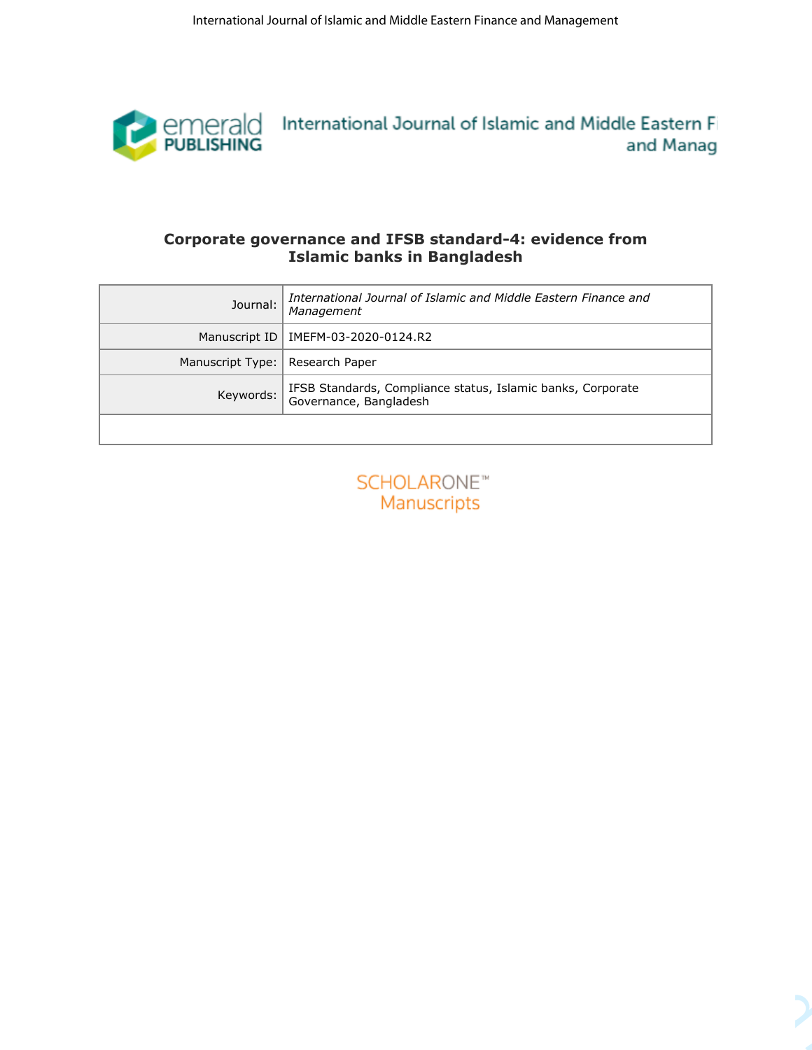# Corporate governance and IFSB standard-4: evidence from Islamic banks in Bangladesh

| | |
|---|---|
| Journal: | *International Journal of Islamic and Middle Eastern Finance and Management* |
| Manuscript ID | IMEFM-03-2020-0124.R2 |
| Manuscript Type: | Research Paper |
| Keywords: | IFSB Standards, Compliance status, Islamic banks, Corporate Governance, Bangladesh |
| | |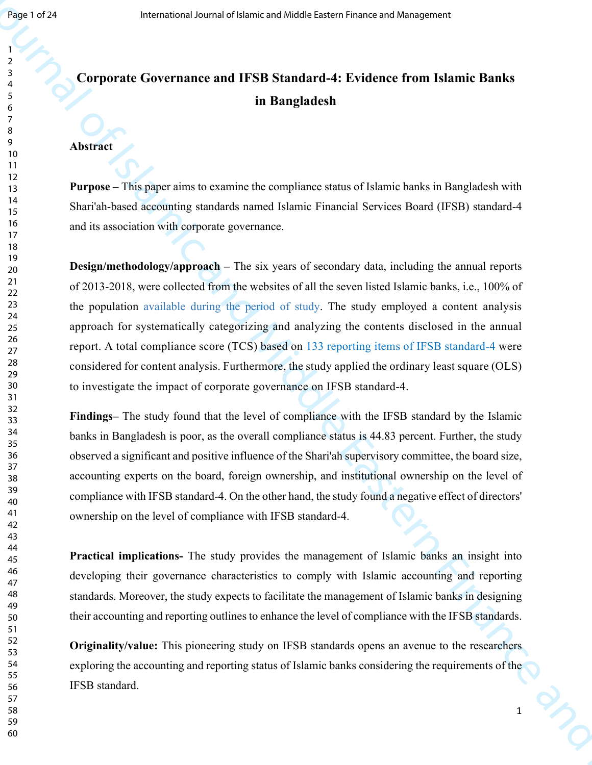# Corporate Governance and IFSB Standard-4: Evidence from Islamic Banks in Bangladesh

## Abstract

**Purpose –** This paper aims to examine the compliance status of Islamic banks in Bangladesh with Shari'ah-based accounting standards named Islamic Financial Services Board (IFSB) standard-4 and its association with corporate governance.

**Design/methodology/approach –** The six years of secondary data, including the annual reports of 2013-2018, were collected from the websites of all the seven listed Islamic banks, i.e., 100% of the population available during the period of study. The study employed a content analysis approach for systematically categorizing and analyzing the contents disclosed in the annual report. A total compliance score (TCS) based on 133 reporting items of IFSB standard-4 were considered for content analysis. Furthermore, the study applied the ordinary least square (OLS) to investigate the impact of corporate governance on IFSB standard-4.

**Findings–** The study found that the level of compliance with the IFSB standard by the Islamic banks in Bangladesh is poor, as the overall compliance status is 44.83 percent. Further, the study observed a significant and positive influence of the Shari'ah supervisory committee, the board size, accounting experts on the board, foreign ownership, and institutional ownership on the level of compliance with IFSB standard-4. On the other hand, the study found a negative effect of directors' ownership on the level of compliance with IFSB standard-4.

**Practical implications-** The study provides the management of Islamic banks an insight into developing their governance characteristics to comply with Islamic accounting and reporting standards. Moreover, the study expects to facilitate the management of Islamic banks in designing their accounting and reporting outlines to enhance the level of compliance with the IFSB standards.

**Originality/value:** This pioneering study on IFSB standards opens an avenue to the researchers exploring the accounting and reporting status of Islamic banks considering the requirements of the IFSB standard.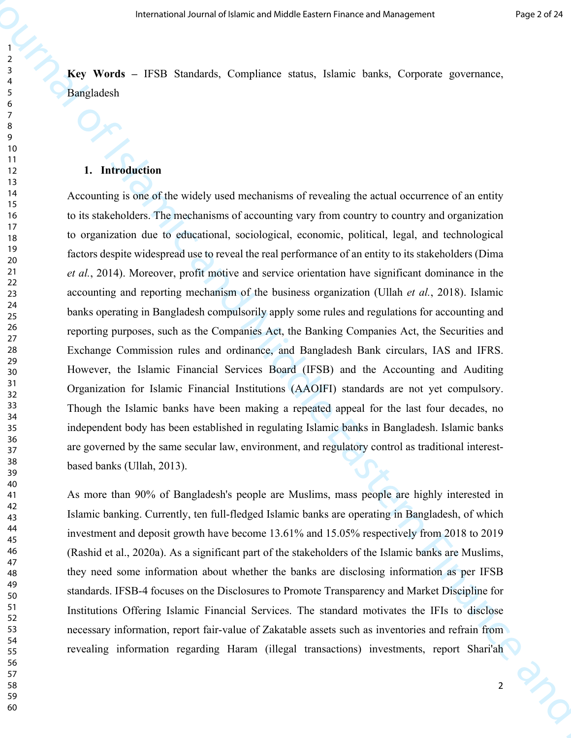**Key Words** – IFSB Standards, Compliance status, Islamic banks, Corporate governance, Bangladesh

## 1. Introduction

Accounting is one of the widely used mechanisms of revealing the actual occurrence of an entity to its stakeholders. The mechanisms of accounting vary from country to country and organization to organization due to educational, sociological, economic, political, legal, and technological factors despite widespread use to reveal the real performance of an entity to its stakeholders (Dima *et al.*, 2014). Moreover, profit motive and service orientation have significant dominance in the accounting and reporting mechanism of the business organization (Ullah *et al.*, 2018). Islamic banks operating in Bangladesh compulsorily apply some rules and regulations for accounting and reporting purposes, such as the Companies Act, the Banking Companies Act, the Securities and Exchange Commission rules and ordinance, and Bangladesh Bank circulars, IAS and IFRS. However, the Islamic Financial Services Board (IFSB) and the Accounting and Auditing Organization for Islamic Financial Institutions (AAOIFI) standards are not yet compulsory. Though the Islamic banks have been making a repeated appeal for the last four decades, no independent body has been established in regulating Islamic banks in Bangladesh. Islamic banks are governed by the same secular law, environment, and regulatory control as traditional interest-based banks (Ullah, 2013).

As more than 90% of Bangladesh's people are Muslims, mass people are highly interested in Islamic banking. Currently, ten full-fledged Islamic banks are operating in Bangladesh, of which investment and deposit growth have become 13.61% and 15.05% respectively from 2018 to 2019 (Rashid et al., 2020a). As a significant part of the stakeholders of the Islamic banks are Muslims, they need some information about whether the banks are disclosing information as per IFSB standards. IFSB-4 focuses on the Disclosures to Promote Transparency and Market Discipline for Institutions Offering Islamic Financial Services. The standard motivates the IFIs to disclose necessary information, report fair-value of Zakatable assets such as inventories and refrain from revealing information regarding Haram (illegal transactions) investments, report Shari'ah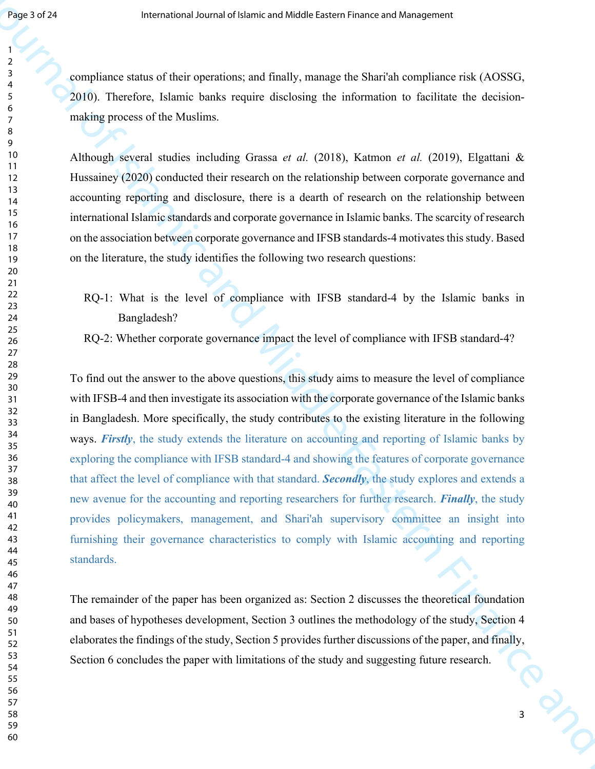compliance status of their operations; and finally, manage the Shari'ah compliance risk (AOSSG, 2010). Therefore, Islamic banks require disclosing the information to facilitate the decision-making process of the Muslims.

Although several studies including Grassa *et al.* (2018), Katmon *et al.* (2019), Elgattani & Hussainey (2020) conducted their research on the relationship between corporate governance and accounting reporting and disclosure, there is a dearth of research on the relationship between international Islamic standards and corporate governance in Islamic banks. The scarcity of research on the association between corporate governance and IFSB standards-4 motivates this study. Based on the literature, the study identifies the following two research questions:

RQ-1: What is the level of compliance with IFSB standard-4 by the Islamic banks in Bangladesh?

RQ-2: Whether corporate governance impact the level of compliance with IFSB standard-4?

To find out the answer to the above questions, this study aims to measure the level of compliance with IFSB-4 and then investigate its association with the corporate governance of the Islamic banks in Bangladesh. More specifically, the study contributes to the existing literature in the following ways. ***Firstly***, the study extends the literature on accounting and reporting of Islamic banks by exploring the compliance with IFSB standard-4 and showing the features of corporate governance that affect the level of compliance with that standard. ***Secondly***, the study explores and extends a new avenue for the accounting and reporting researchers for further research. ***Finally***, the study provides policymakers, management, and Shari'ah supervisory committee an insight into furnishing their governance characteristics to comply with Islamic accounting and reporting standards.

The remainder of the paper has been organized as: Section 2 discusses the theoretical foundation and bases of hypotheses development, Section 3 outlines the methodology of the study, Section 4 elaborates the findings of the study, Section 5 provides further discussions of the paper, and finally, Section 6 concludes the paper with limitations of the study and suggesting future research.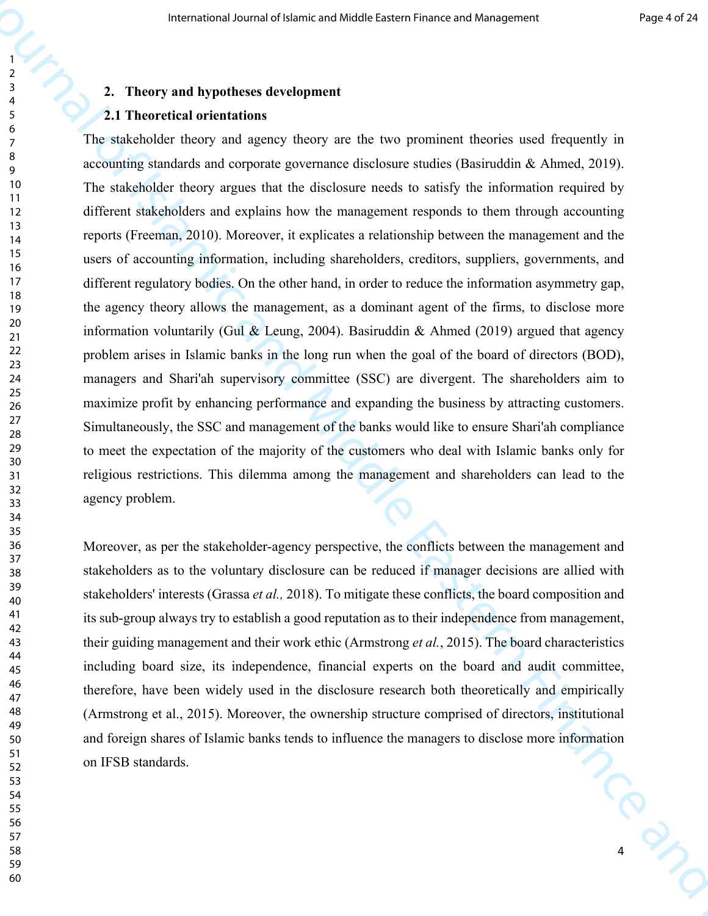## 2. Theory and hypotheses development

### 2.1 Theoretical orientations

The stakeholder theory and agency theory are the two prominent theories used frequently in accounting standards and corporate governance disclosure studies (Basiruddin & Ahmed, 2019). The stakeholder theory argues that the disclosure needs to satisfy the information required by different stakeholders and explains how the management responds to them through accounting reports (Freeman, 2010). Moreover, it explicates a relationship between the management and the users of accounting information, including shareholders, creditors, suppliers, governments, and different regulatory bodies. On the other hand, in order to reduce the information asymmetry gap, the agency theory allows the management, as a dominant agent of the firms, to disclose more information voluntarily (Gul & Leung, 2004). Basiruddin & Ahmed (2019) argued that agency problem arises in Islamic banks in the long run when the goal of the board of directors (BOD), managers and Shari'ah supervisory committee (SSC) are divergent. The shareholders aim to maximize profit by enhancing performance and expanding the business by attracting customers. Simultaneously, the SSC and management of the banks would like to ensure Shari'ah compliance to meet the expectation of the majority of the customers who deal with Islamic banks only for religious restrictions. This dilemma among the management and shareholders can lead to the agency problem.

Moreover, as per the stakeholder-agency perspective, the conflicts between the management and stakeholders as to the voluntary disclosure can be reduced if manager decisions are allied with stakeholders' interests (Grassa *et al.,* 2018). To mitigate these conflicts, the board composition and its sub-group always try to establish a good reputation as to their independence from management, their guiding management and their work ethic (Armstrong *et al.*, 2015). The board characteristics including board size, its independence, financial experts on the board and audit committee, therefore, have been widely used in the disclosure research both theoretically and empirically (Armstrong et al., 2015). Moreover, the ownership structure comprised of directors, institutional and foreign shares of Islamic banks tends to influence the managers to disclose more information on IFSB standards.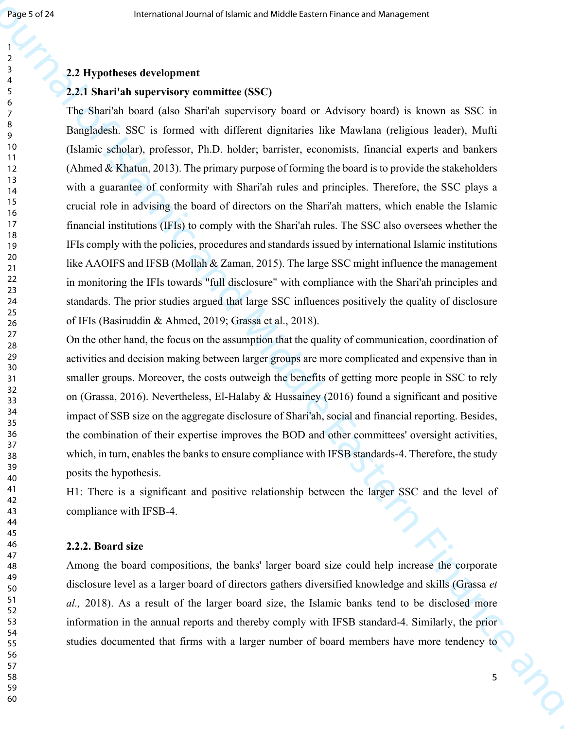### 2.2 Hypotheses development

#### 2.2.1 Shari'ah supervisory committee (SSC)

The Shari'ah board (also Shari'ah supervisory board or Advisory board) is known as SSC in Bangladesh. SSC is formed with different dignitaries like Mawlana (religious leader), Mufti (Islamic scholar), professor, Ph.D. holder; barrister, economists, financial experts and bankers (Ahmed & Khatun, 2013). The primary purpose of forming the board is to provide the stakeholders with a guarantee of conformity with Shari'ah rules and principles. Therefore, the SSC plays a crucial role in advising the board of directors on the Shari'ah matters, which enable the Islamic financial institutions (IFIs) to comply with the Shari'ah rules. The SSC also oversees whether the IFIs comply with the policies, procedures and standards issued by international Islamic institutions like AAOIFS and IFSB (Mollah & Zaman, 2015). The large SSC might influence the management in monitoring the IFIs towards "full disclosure" with compliance with the Shari'ah principles and standards. The prior studies argued that large SSC influences positively the quality of disclosure of IFIs (Basiruddin & Ahmed, 2019; Grassa et al., 2018).

On the other hand, the focus on the assumption that the quality of communication, coordination of activities and decision making between larger groups are more complicated and expensive than in smaller groups. Moreover, the costs outweigh the benefits of getting more people in SSC to rely on (Grassa, 2016). Nevertheless, El-Halaby & Hussainey (2016) found a significant and positive impact of SSB size on the aggregate disclosure of Shari'ah, social and financial reporting. Besides, the combination of their expertise improves the BOD and other committees' oversight activities, which, in turn, enables the banks to ensure compliance with IFSB standards-4. Therefore, the study posits the hypothesis.

H1: There is a significant and positive relationship between the larger SSC and the level of compliance with IFSB-4.

#### 2.2.2. Board size

Among the board compositions, the banks' larger board size could help increase the corporate disclosure level as a larger board of directors gathers diversified knowledge and skills (Grassa *et al.,* 2018). As a result of the larger board size, the Islamic banks tend to be disclosed more information in the annual reports and thereby comply with IFSB standard-4. Similarly, the prior studies documented that firms with a larger number of board members have more tendency to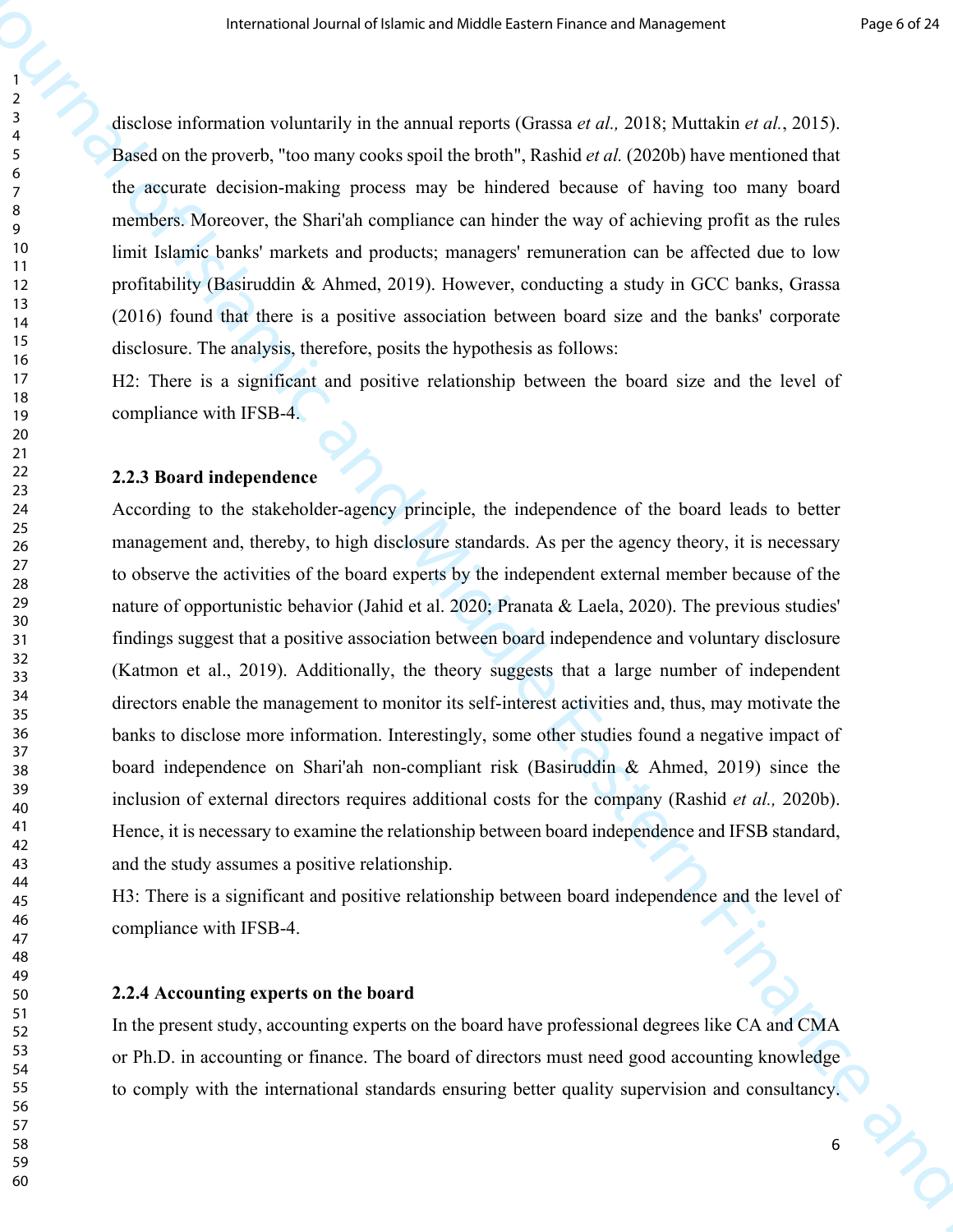disclose information voluntarily in the annual reports (Grassa *et al.,* 2018; Muttakin *et al.*, 2015). Based on the proverb, "too many cooks spoil the broth", Rashid *et al.* (2020b) have mentioned that the accurate decision-making process may be hindered because of having too many board members. Moreover, the Shari'ah compliance can hinder the way of achieving profit as the rules limit Islamic banks' markets and products; managers' remuneration can be affected due to low profitability (Basiruddin & Ahmed, 2019). However, conducting a study in GCC banks, Grassa (2016) found that there is a positive association between board size and the banks' corporate disclosure. The analysis, therefore, posits the hypothesis as follows:

H2: There is a significant and positive relationship between the board size and the level of compliance with IFSB-4.

### 2.2.3 Board independence

According to the stakeholder-agency principle, the independence of the board leads to better management and, thereby, to high disclosure standards. As per the agency theory, it is necessary to observe the activities of the board experts by the independent external member because of the nature of opportunistic behavior (Jahid et al. 2020; Pranata & Laela, 2020). The previous studies' findings suggest that a positive association between board independence and voluntary disclosure (Katmon et al., 2019). Additionally, the theory suggests that a large number of independent directors enable the management to monitor its self-interest activities and, thus, may motivate the banks to disclose more information. Interestingly, some other studies found a negative impact of board independence on Shari'ah non-compliant risk (Basiruddin & Ahmed, 2019) since the inclusion of external directors requires additional costs for the company (Rashid *et al.,* 2020b). Hence, it is necessary to examine the relationship between board independence and IFSB standard, and the study assumes a positive relationship.

H3: There is a significant and positive relationship between board independence and the level of compliance with IFSB-4.

### 2.2.4 Accounting experts on the board

In the present study, accounting experts on the board have professional degrees like CA and CMA or Ph.D. in accounting or finance. The board of directors must need good accounting knowledge to comply with the international standards ensuring better quality supervision and consultancy.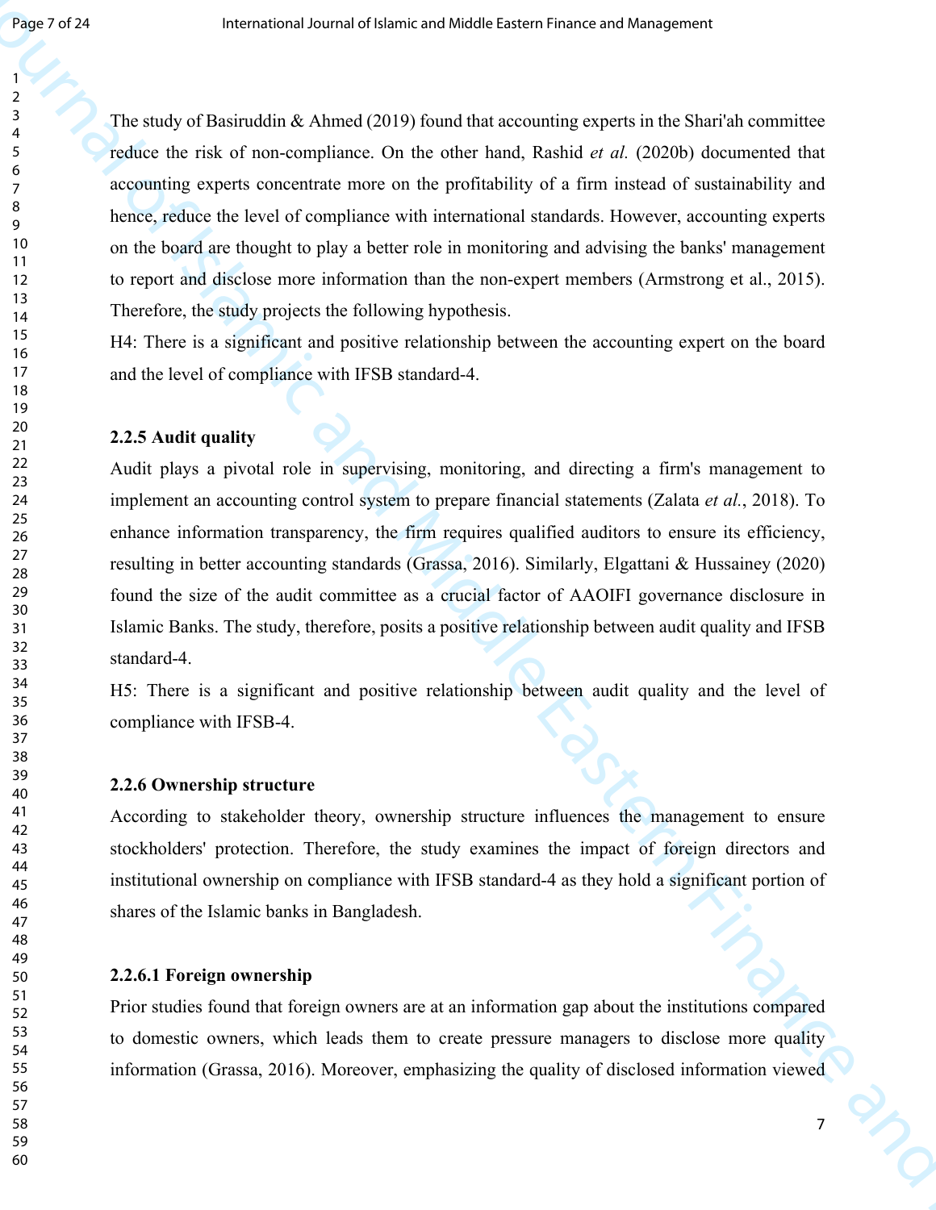The study of Basiruddin & Ahmed (2019) found that accounting experts in the Shari'ah committee reduce the risk of non-compliance. On the other hand, Rashid *et al.* (2020b) documented that accounting experts concentrate more on the profitability of a firm instead of sustainability and hence, reduce the level of compliance with international standards. However, accounting experts on the board are thought to play a better role in monitoring and advising the banks' management to report and disclose more information than the non-expert members (Armstrong et al., 2015). Therefore, the study projects the following hypothesis.

H4: There is a significant and positive relationship between the accounting expert on the board and the level of compliance with IFSB standard-4.

### 2.2.5 Audit quality

Audit plays a pivotal role in supervising, monitoring, and directing a firm's management to implement an accounting control system to prepare financial statements (Zalata *et al.*, 2018). To enhance information transparency, the firm requires qualified auditors to ensure its efficiency, resulting in better accounting standards (Grassa, 2016). Similarly, Elgattani & Hussainey (2020) found the size of the audit committee as a crucial factor of AAOIFI governance disclosure in Islamic Banks. The study, therefore, posits a positive relationship between audit quality and IFSB standard-4.

H5: There is a significant and positive relationship between audit quality and the level of compliance with IFSB-4.

### 2.2.6 Ownership structure

According to stakeholder theory, ownership structure influences the management to ensure stockholders' protection. Therefore, the study examines the impact of foreign directors and institutional ownership on compliance with IFSB standard-4 as they hold a significant portion of shares of the Islamic banks in Bangladesh.

#### 2.2.6.1 Foreign ownership

Prior studies found that foreign owners are at an information gap about the institutions compared to domestic owners, which leads them to create pressure managers to disclose more quality information (Grassa, 2016). Moreover, emphasizing the quality of disclosed information viewed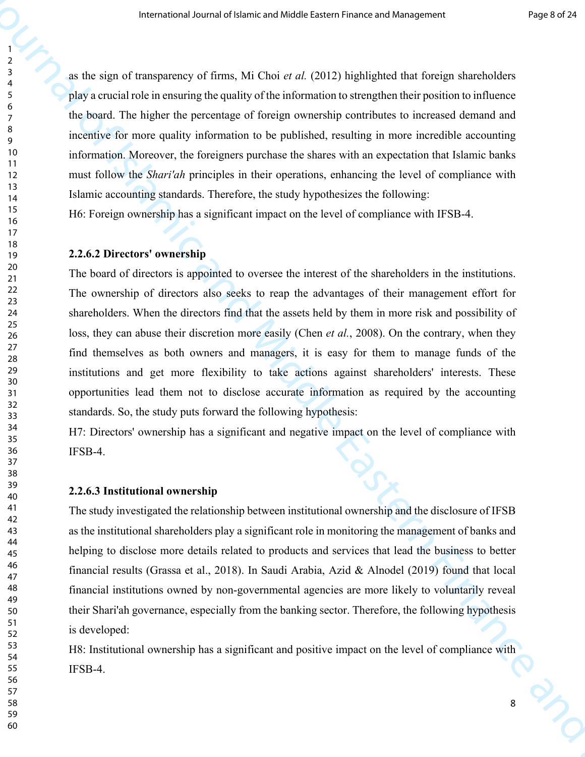as the sign of transparency of firms, Mi Choi *et al.* (2012) highlighted that foreign shareholders play a crucial role in ensuring the quality of the information to strengthen their position to influence the board. The higher the percentage of foreign ownership contributes to increased demand and incentive for more quality information to be published, resulting in more incredible accounting information. Moreover, the foreigners purchase the shares with an expectation that Islamic banks must follow the *Shari'ah* principles in their operations, enhancing the level of compliance with Islamic accounting standards. Therefore, the study hypothesizes the following:

H6: Foreign ownership has a significant impact on the level of compliance with IFSB-4.

#### 2.2.6.2 Directors' ownership

The board of directors is appointed to oversee the interest of the shareholders in the institutions. The ownership of directors also seeks to reap the advantages of their management effort for shareholders. When the directors find that the assets held by them in more risk and possibility of loss, they can abuse their discretion more easily (Chen *et al.*, 2008). On the contrary, when they find themselves as both owners and managers, it is easy for them to manage funds of the institutions and get more flexibility to take actions against shareholders' interests. These opportunities lead them not to disclose accurate information as required by the accounting standards. So, the study puts forward the following hypothesis:

H7: Directors' ownership has a significant and negative impact on the level of compliance with IFSB-4.

#### 2.2.6.3 Institutional ownership

The study investigated the relationship between institutional ownership and the disclosure of IFSB as the institutional shareholders play a significant role in monitoring the management of banks and helping to disclose more details related to products and services that lead the business to better financial results (Grassa et al., 2018). In Saudi Arabia, Azid & Alnodel (2019) found that local financial institutions owned by non-governmental agencies are more likely to voluntarily reveal their Shari'ah governance, especially from the banking sector. Therefore, the following hypothesis is developed:

H8: Institutional ownership has a significant and positive impact on the level of compliance with IFSB-4.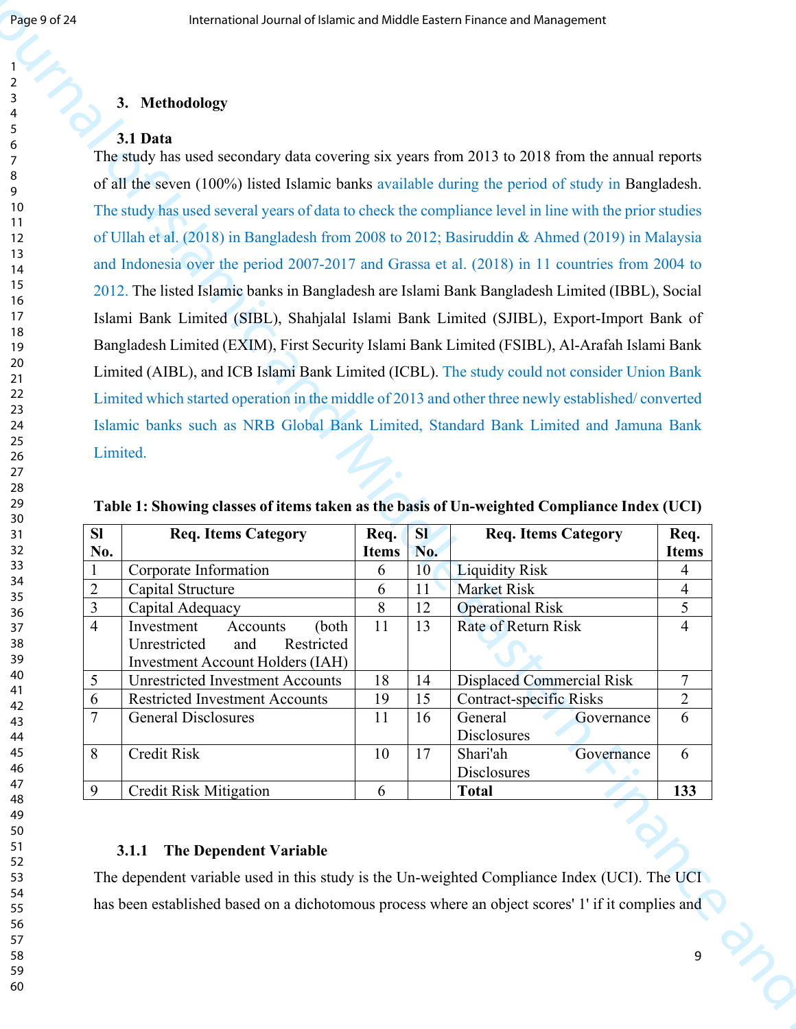## 3. Methodology

### 3.1 Data

The study has used secondary data covering six years from 2013 to 2018 from the annual reports of all the seven (100%) listed Islamic banks available during the period of study in Bangladesh. The study has used several years of data to check the compliance level in line with the prior studies of Ullah et al. (2018) in Bangladesh from 2008 to 2012; Basiruddin & Ahmed (2019) in Malaysia and Indonesia over the period 2007-2017 and Grassa et al. (2018) in 11 countries from 2004 to 2012. The listed Islamic banks in Bangladesh are Islami Bank Bangladesh Limited (IBBL), Social Islami Bank Limited (SIBL), Shahjalal Islami Bank Limited (SJIBL), Export-Import Bank of Bangladesh Limited (EXIM), First Security Islami Bank Limited (FSIBL), Al-Arafah Islami Bank Limited (AIBL), and ICB Islami Bank Limited (ICBL). The study could not consider Union Bank Limited which started operation in the middle of 2013 and other three newly established/ converted Islamic banks such as NRB Global Bank Limited, Standard Bank Limited and Jamuna Bank Limited.

**Table 1: Showing classes of items taken as the basis of Un-weighted Compliance Index (UCI)**

| Sl No. | Req. Items Category | Req. Items | Sl No. | Req. Items Category | Req. Items |
|---|---|---|---|---|---|
| 1 | Corporate Information | 6 | 10 | Liquidity Risk | 4 |
| 2 | Capital Structure | 6 | 11 | Market Risk | 4 |
| 3 | Capital Adequacy | 8 | 12 | Operational Risk | 5 |
| 4 | Investment Accounts (both Unrestricted and Restricted Investment Account Holders (IAH) | 11 | 13 | Rate of Return Risk | 4 |
| 5 | Unrestricted Investment Accounts | 18 | 14 | Displaced Commercial Risk | 7 |
| 6 | Restricted Investment Accounts | 19 | 15 | Contract-specific Risks | 2 |
| 7 | General Disclosures | 11 | 16 | General Governance Disclosures | 6 |
| 8 | Credit Risk | 10 | 17 | Shari'ah Governance Disclosures | 6 |
| 9 | Credit Risk Mitigation | 6 | | **Total** | **133** |

#### 3.1.1 The Dependent Variable

The dependent variable used in this study is the Un-weighted Compliance Index (UCI). The UCI has been established based on a dichotomous process where an object scores' 1' if it complies and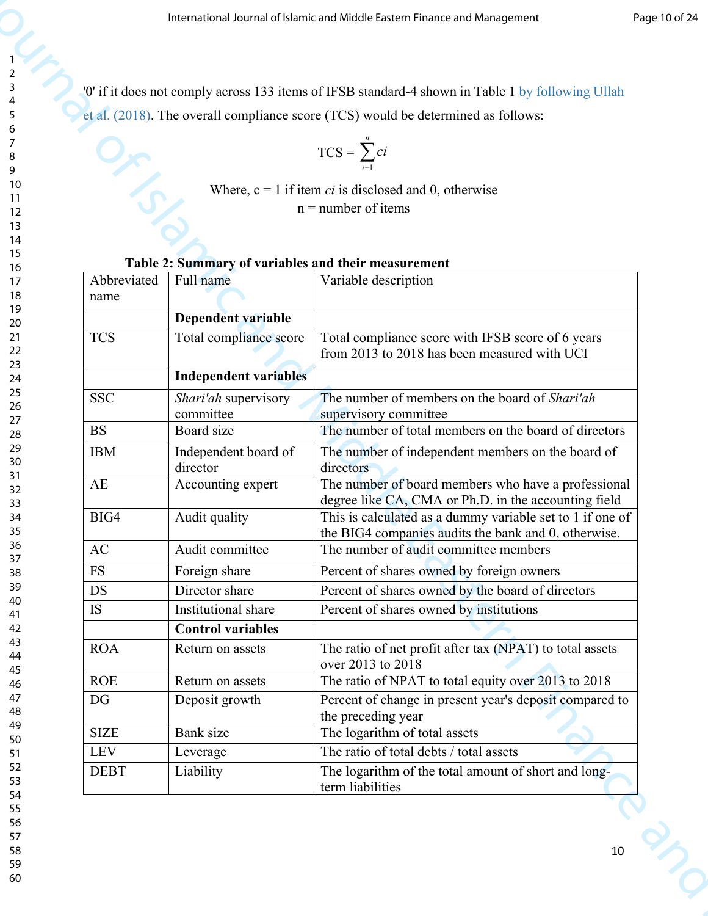'0' if it does not comply across 133 items of IFSB standard-4 shown in Table 1 by following Ullah et al. (2018). The overall compliance score (TCS) would be determined as follows:

$$TCS = \sum_{i=1}^{n} ci$$

Where, c = 1 if item *ci* is disclosed and 0, otherwise
n = number of items

**Table 2: Summary of variables and their measurement**

| Abbreviated name | Full name | Variable description |
|---|---|---|
| | **Dependent variable** | |
| TCS | Total compliance score | Total compliance score with IFSB score of 6 years from 2013 to 2018 has been measured with UCI |
| | **Independent variables** | |
| SSC | *Shari'ah* supervisory committee | The number of members on the board of *Shari'ah* supervisory committee |
| BS | Board size | The number of total members on the board of directors |
| IBM | Independent board of director | The number of independent members on the board of directors |
| AE | Accounting expert | The number of board members who have a professional degree like CA, CMA or Ph.D. in the accounting field |
| BIG4 | Audit quality | This is calculated as a dummy variable set to 1 if one of the BIG4 companies audits the bank and 0, otherwise. |
| AC | Audit committee | The number of audit committee members |
| FS | Foreign share | Percent of shares owned by foreign owners |
| DS | Director share | Percent of shares owned by the board of directors |
| IS | Institutional share | Percent of shares owned by institutions |
| | **Control variables** | |
| ROA | Return on assets | The ratio of net profit after tax (NPAT) to total assets over 2013 to 2018 |
| ROE | Return on assets | The ratio of NPAT to total equity over 2013 to 2018 |
| DG | Deposit growth | Percent of change in present year's deposit compared to the preceding year |
| SIZE | Bank size | The logarithm of total assets |
| LEV | Leverage | The ratio of total debts / total assets |
| DEBT | Liability | The logarithm of the total amount of short and long-term liabilities |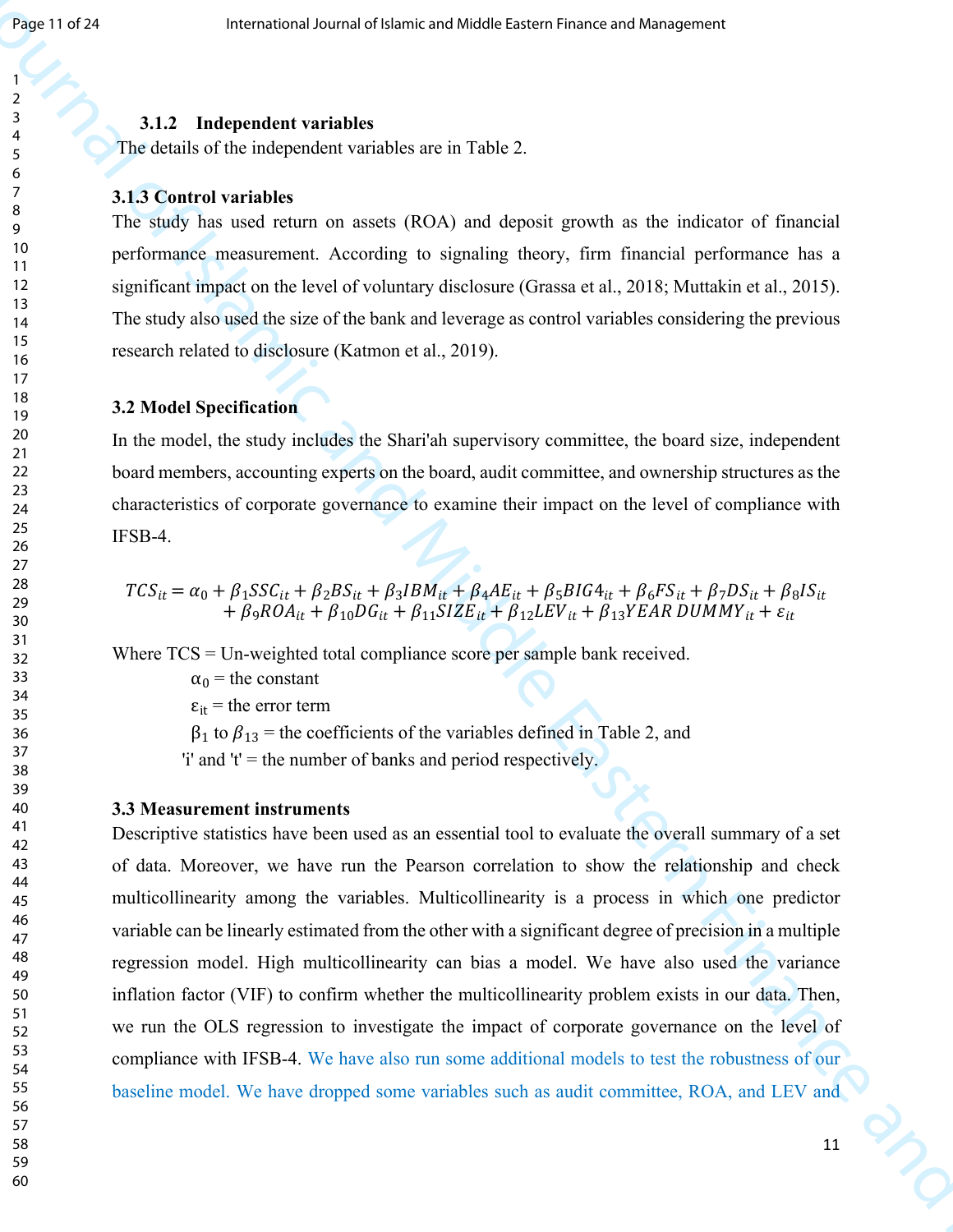### 3.1.2 Independent variables

The details of the independent variables are in Table 2.

### 3.1.3 Control variables

The study has used return on assets (ROA) and deposit growth as the indicator of financial performance measurement. According to signaling theory, firm financial performance has a significant impact on the level of voluntary disclosure (Grassa et al., 2018; Muttakin et al., 2015). The study also used the size of the bank and leverage as control variables considering the previous research related to disclosure (Katmon et al., 2019).

### 3.2 Model Specification

In the model, the study includes the Shari'ah supervisory committee, the board size, independent board members, accounting experts on the board, audit committee, and ownership structures as the characteristics of corporate governance to examine their impact on the level of compliance with IFSB-4.

$$TCS_{it} = \alpha_0 + \beta_1 SSC_{it} + \beta_2 BS_{it} + \beta_3 IBM_{it} + \beta_4 AE_{it} + \beta_5 BIG4_{it} + \beta_6 FS_{it} + \beta_7 DS_{it} + \beta_8 IS_{it} + \beta_9 ROA_{it} + \beta_{10} DG_{it} + \beta_{11} SIZE_{it} + \beta_{12} LEV_{it} + \beta_{13} YEAR\ DUMMY_{it} + \varepsilon_{it}$$

Where TCS = Un-weighted total compliance score per sample bank received.

$\alpha_0$ = the constant

$\varepsilon_{it}$ = the error term

$\beta_1$ to $\beta_{13}$ = the coefficients of the variables defined in Table 2, and

'i' and 't' = the number of banks and period respectively.

### 3.3 Measurement instruments

Descriptive statistics have been used as an essential tool to evaluate the overall summary of a set of data. Moreover, we have run the Pearson correlation to show the relationship and check multicollinearity among the variables. Multicollinearity is a process in which one predictor variable can be linearly estimated from the other with a significant degree of precision in a multiple regression model. High multicollinearity can bias a model. We have also used the variance inflation factor (VIF) to confirm whether the multicollinearity problem exists in our data. Then, we run the OLS regression to investigate the impact of corporate governance on the level of compliance with IFSB-4. We have also run some additional models to test the robustness of our baseline model. We have dropped some variables such as audit committee, ROA, and LEV and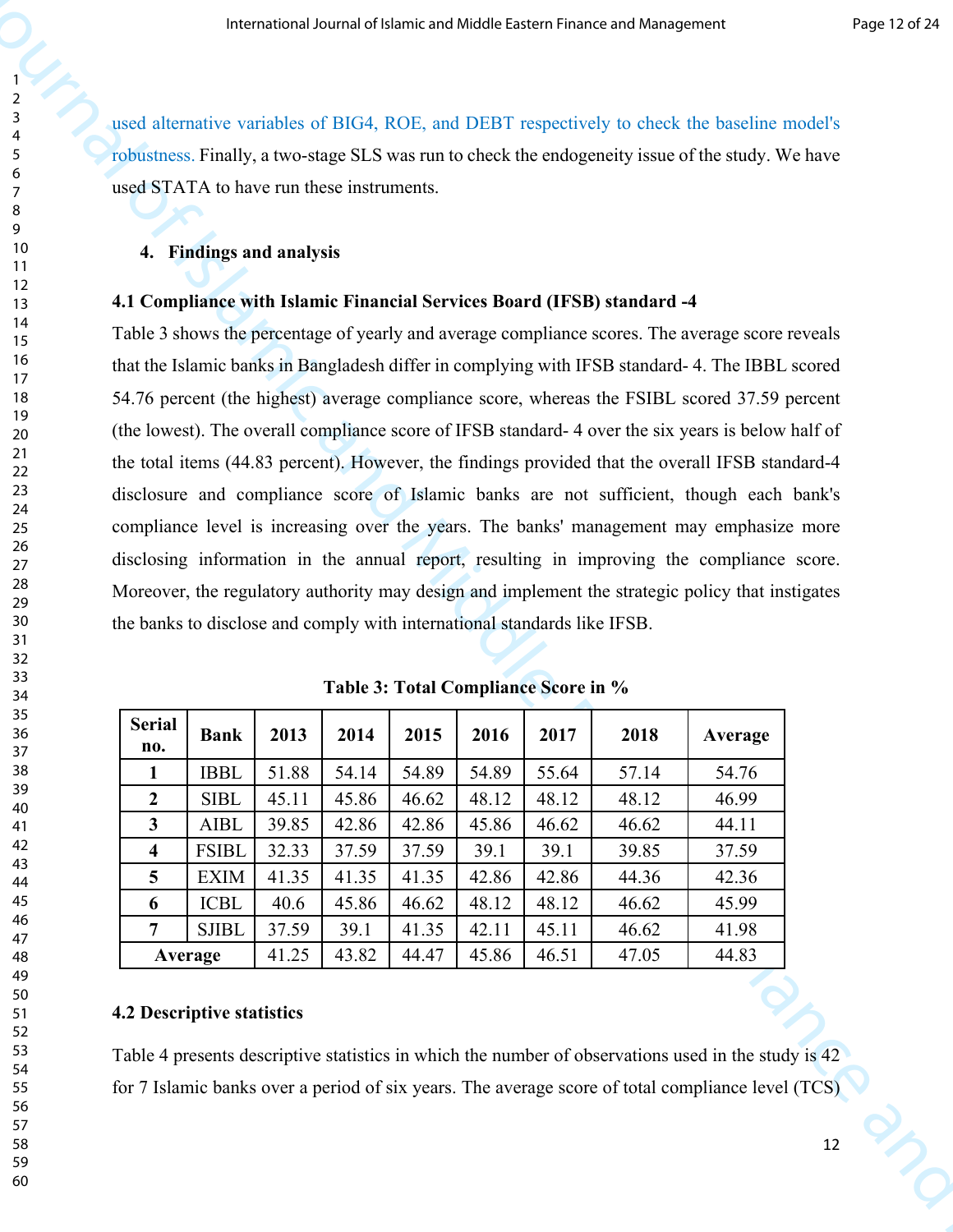used alternative variables of BIG4, ROE, and DEBT respectively to check the baseline model's robustness. Finally, a two-stage SLS was run to check the endogeneity issue of the study. We have used STATA to have run these instruments.

## 4. Findings and analysis

### 4.1 Compliance with Islamic Financial Services Board (IFSB) standard -4

Table 3 shows the percentage of yearly and average compliance scores. The average score reveals that the Islamic banks in Bangladesh differ in complying with IFSB standard- 4. The IBBL scored 54.76 percent (the highest) average compliance score, whereas the FSIBL scored 37.59 percent (the lowest). The overall compliance score of IFSB standard- 4 over the six years is below half of the total items (44.83 percent). However, the findings provided that the overall IFSB standard-4 disclosure and compliance score of Islamic banks are not sufficient, though each bank's compliance level is increasing over the years. The banks' management may emphasize more disclosing information in the annual report, resulting in improving the compliance score. Moreover, the regulatory authority may design and implement the strategic policy that instigates the banks to disclose and comply with international standards like IFSB.

**Table 3: Total Compliance Score in %**

| Serial no. | Bank | 2013 | 2014 | 2015 | 2016 | 2017 | 2018 | Average |
|---|---|---|---|---|---|---|---|---|
| 1 | IBBL | 51.88 | 54.14 | 54.89 | 54.89 | 55.64 | 57.14 | 54.76 |
| 2 | SIBL | 45.11 | 45.86 | 46.62 | 48.12 | 48.12 | 48.12 | 46.99 |
| 3 | AIBL | 39.85 | 42.86 | 42.86 | 45.86 | 46.62 | 46.62 | 44.11 |
| 4 | FSIBL | 32.33 | 37.59 | 37.59 | 39.1 | 39.1 | 39.85 | 37.59 |
| 5 | EXIM | 41.35 | 41.35 | 41.35 | 42.86 | 42.86 | 44.36 | 42.36 |
| 6 | ICBL | 40.6 | 45.86 | 46.62 | 48.12 | 48.12 | 46.62 | 45.99 |
| 7 | SJIBL | 37.59 | 39.1 | 41.35 | 42.11 | 45.11 | 46.62 | 41.98 |
| Average | | 41.25 | 43.82 | 44.47 | 45.86 | 46.51 | 47.05 | 44.83 |

### 4.2 Descriptive statistics

Table 4 presents descriptive statistics in which the number of observations used in the study is 42 for 7 Islamic banks over a period of six years. The average score of total compliance level (TCS)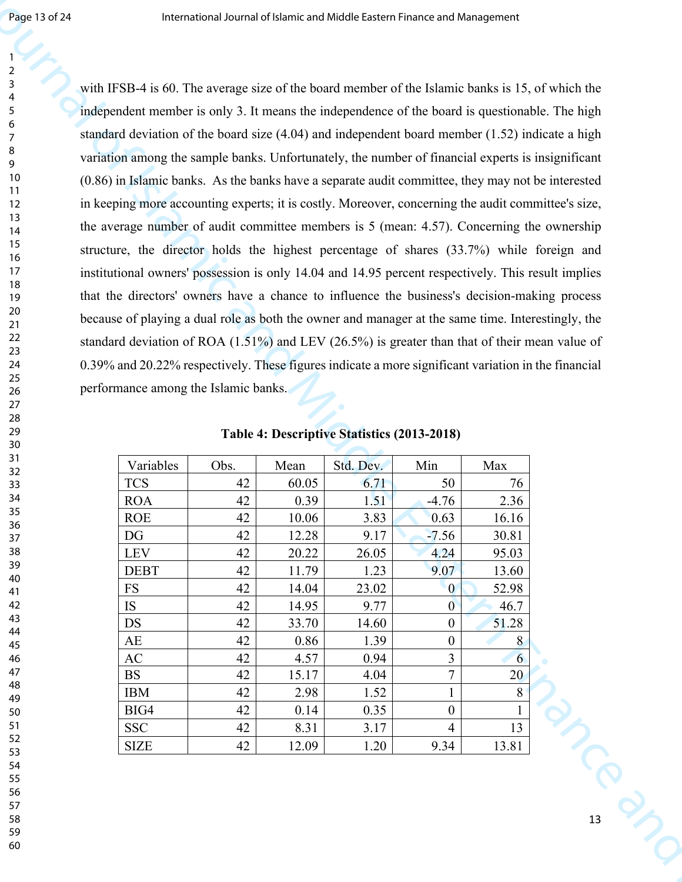with IFSB-4 is 60. The average size of the board member of the Islamic banks is 15, of which the independent member is only 3. It means the independence of the board is questionable. The high standard deviation of the board size (4.04) and independent board member (1.52) indicate a high variation among the sample banks. Unfortunately, the number of financial experts is insignificant (0.86) in Islamic banks. As the banks have a separate audit committee, they may not be interested in keeping more accounting experts; it is costly. Moreover, concerning the audit committee's size, the average number of audit committee members is 5 (mean: 4.57). Concerning the ownership structure, the director holds the highest percentage of shares (33.7%) while foreign and institutional owners' possession is only 14.04 and 14.95 percent respectively. This result implies that the directors' owners have a chance to influence the business's decision-making process because of playing a dual role as both the owner and manager at the same time. Interestingly, the standard deviation of ROA (1.51%) and LEV (26.5%) is greater than that of their mean value of 0.39% and 20.22% respectively. These figures indicate a more significant variation in the financial performance among the Islamic banks.

**Table 4: Descriptive Statistics (2013-2018)**

| Variables | Obs. | Mean | Std. Dev. | Min | Max |
|---|---|---|---|---|---|
| TCS | 42 | 60.05 | 6.71 | 50 | 76 |
| ROA | 42 | 0.39 | 1.51 | -4.76 | 2.36 |
| ROE | 42 | 10.06 | 3.83 | 0.63 | 16.16 |
| DG | 42 | 12.28 | 9.17 | -7.56 | 30.81 |
| LEV | 42 | 20.22 | 26.05 | 4.24 | 95.03 |
| DEBT | 42 | 11.79 | 1.23 | 9.07 | 13.60 |
| FS | 42 | 14.04 | 23.02 | 0 | 52.98 |
| IS | 42 | 14.95 | 9.77 | 0 | 46.7 |
| DS | 42 | 33.70 | 14.60 | 0 | 51.28 |
| AE | 42 | 0.86 | 1.39 | 0 | 8 |
| AC | 42 | 4.57 | 0.94 | 3 | 6 |
| BS | 42 | 15.17 | 4.04 | 7 | 20 |
| IBM | 42 | 2.98 | 1.52 | 1 | 8 |
| BIG4 | 42 | 0.14 | 0.35 | 0 | 1 |
| SSC | 42 | 8.31 | 3.17 | 4 | 13 |
| SIZE | 42 | 12.09 | 1.20 | 9.34 | 13.81 |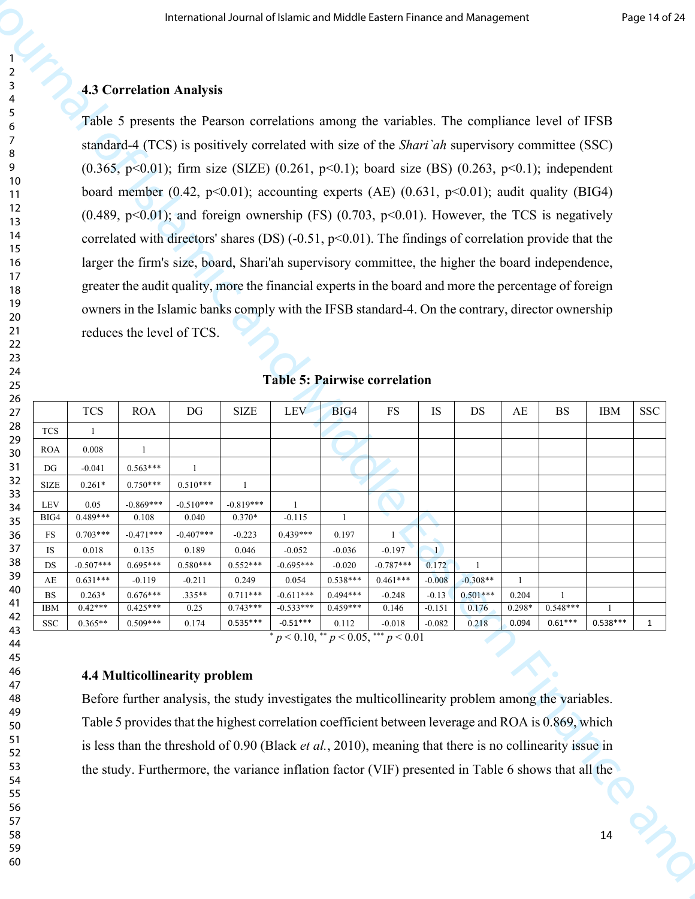### 4.3 Correlation Analysis

Table 5 presents the Pearson correlations among the variables. The compliance level of IFSB standard-4 (TCS) is positively correlated with size of the *Shari`ah* supervisory committee (SSC) (0.365, $p<0.01$); firm size (SIZE) (0.261, $p<0.1$); board size (BS) (0.263, $p<0.1$); independent board member (0.42, $p<0.01$); accounting experts (AE) (0.631, $p<0.01$); audit quality (BIG4) (0.489, $p<0.01$); and foreign ownership (FS) (0.703, $p<0.01$). However, the TCS is negatively correlated with directors' shares (DS) (-0.51, $p<0.01$). The findings of correlation provide that the larger the firm's size, board, Shari'ah supervisory committee, the higher the board independence, greater the audit quality, more the financial experts in the board and more the percentage of foreign owners in the Islamic banks comply with the IFSB standard-4. On the contrary, director ownership reduces the level of TCS.

**Table 5: Pairwise correlation**

| | TCS | ROA | DG | SIZE | LEV | BIG4 | FS | IS | DS | AE | BS | IBM | SSC |
|---|---|---|---|---|---|---|---|---|---|---|---|---|---|
| TCS | 1 | | | | | | | | | | | | |
| ROA | 0.008 | 1 | | | | | | | | | | | |
| DG | -0.041 | 0.563*** | 1 | | | | | | | | | | |
| SIZE | 0.261* | 0.750*** | 0.510*** | 1 | | | | | | | | | |
| LEV | 0.05 | -0.869*** | -0.510*** | -0.819*** | 1 | | | | | | | | |
| BIG4 | 0.489*** | 0.108 | 0.040 | 0.370* | -0.115 | 1 | | | | | | | |
| FS | 0.703*** | -0.471*** | -0.407*** | -0.223 | 0.439*** | 0.197 | 1 | | | | | | |
| IS | 0.018 | 0.135 | 0.189 | 0.046 | -0.052 | -0.036 | -0.197 | 1 | | | | | |
| DS | -0.507*** | 0.695*** | 0.580*** | 0.552*** | -0.695*** | -0.020 | -0.787*** | 0.172 | 1 | | | | |
| AE | 0.631*** | -0.119 | -0.211 | 0.249 | 0.054 | 0.538*** | 0.461*** | -0.008 | -0.308** | 1 | | | |
| BS | 0.263* | 0.676*** | .335** | 0.711*** | -0.611*** | 0.494*** | -0.248 | -0.13 | 0.501*** | 0.204 | 1 | | |
| IBM | 0.42*** | 0.425*** | 0.25 | 0.743*** | -0.533*** | 0.459*** | 0.146 | -0.151 | 0.176 | 0.298* | 0.548*** | 1 | |
| SSC | 0.365** | 0.509*** | 0.174 | 0.535*** | -0.51*** | 0.112 | -0.018 | -0.082 | 0.218 | 0.094 | 0.61*** | 0.538*** | 1 |

* $p < 0.10$, ** $p < 0.05$, *** $p < 0.01$

### 4.4 Multicollinearity problem

Before further analysis, the study investigates the multicollinearity problem among the variables. Table 5 provides that the highest correlation coefficient between leverage and ROA is 0.869, which is less than the threshold of 0.90 (Black *et al.*, 2010), meaning that there is no collinearity issue in the study. Furthermore, the variance inflation factor (VIF) presented in Table 6 shows that all the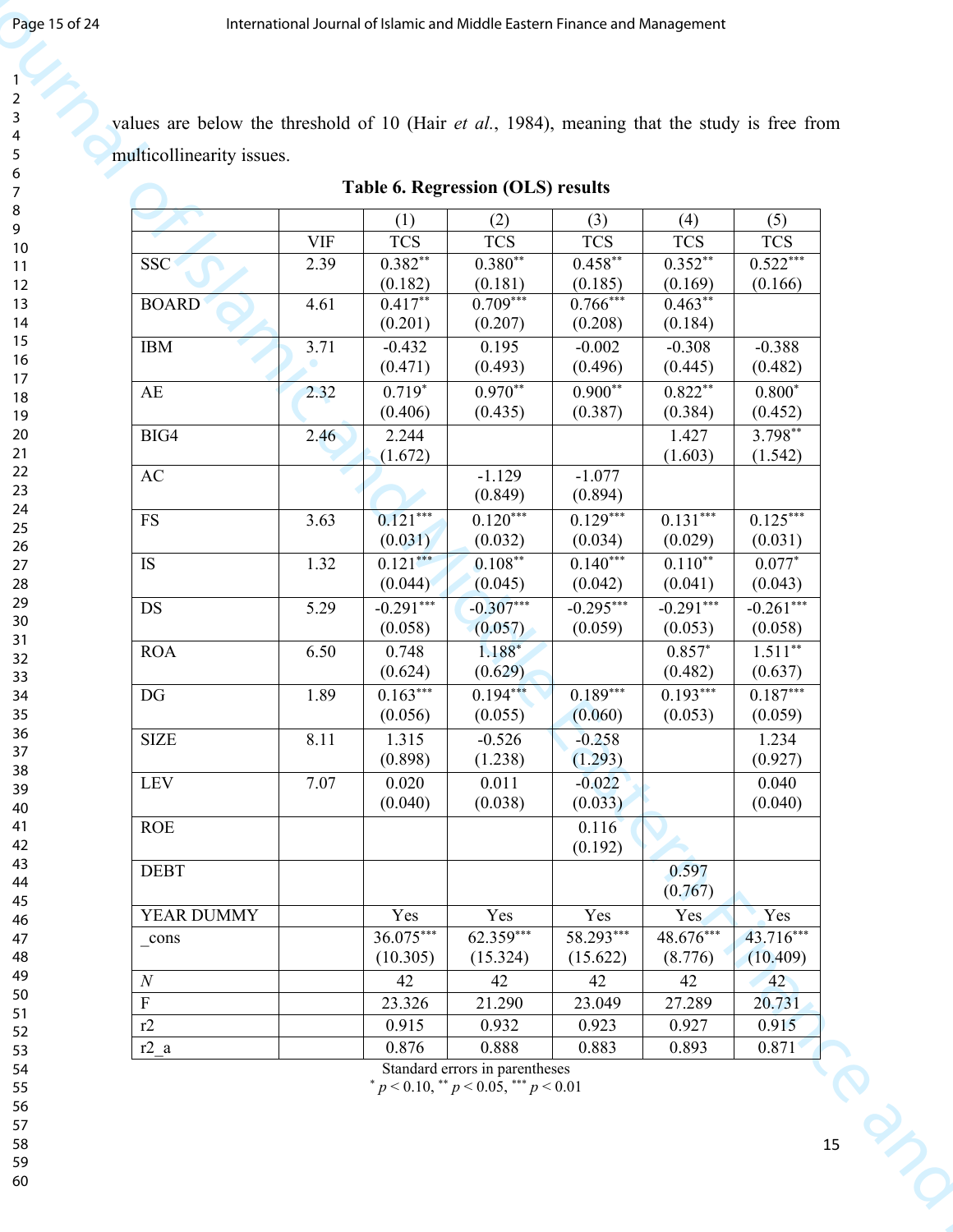values are below the threshold of 10 (Hair *et al.*, 1984), meaning that the study is free from multicollinearity issues.

**Table 6. Regression (OLS) results**

| | | (1) | (2) | (3) | (4) | (5) |
|---|---|---|---|---|---|---|
| | VIF | TCS | TCS | TCS | TCS | TCS |
| SSC | 2.39 | 0.382** (0.182) | 0.380** (0.181) | 0.458** (0.185) | 0.352** (0.169) | 0.522*** (0.166) |
| BOARD | 4.61 | 0.417** (0.201) | 0.709*** (0.207) | 0.766*** (0.208) | 0.463** (0.184) | |
| IBM | 3.71 | -0.432 (0.471) | 0.195 (0.493) | -0.002 (0.496) | -0.308 (0.445) | -0.388 (0.482) |
| AE | 2.32 | 0.719* (0.406) | 0.970** (0.435) | 0.900** (0.387) | 0.822** (0.384) | 0.800* (0.452) |
| BIG4 | 2.46 | 2.244 (1.672) | | | 1.427 (1.603) | 3.798** (1.542) |
| AC | | | -1.129 (0.849) | -1.077 (0.894) | | |
| FS | 3.63 | 0.121*** (0.031) | 0.120*** (0.032) | 0.129*** (0.034) | 0.131*** (0.029) | 0.125*** (0.031) |
| IS | 1.32 | 0.121*** (0.044) | 0.108** (0.045) | 0.140*** (0.042) | 0.110** (0.041) | 0.077* (0.043) |
| DS | 5.29 | -0.291*** (0.058) | -0.307*** (0.057) | -0.295*** (0.059) | -0.291*** (0.053) | -0.261*** (0.058) |
| ROA | 6.50 | 0.748 (0.624) | 1.188* (0.629) | | 0.857* (0.482) | 1.511** (0.637) |
| DG | 1.89 | 0.163*** (0.056) | 0.194*** (0.055) | 0.189*** (0.060) | 0.193*** (0.053) | 0.187*** (0.059) |
| SIZE | 8.11 | 1.315 (0.898) | -0.526 (1.238) | -0.258 (1.293) | | 1.234 (0.927) |
| LEV | 7.07 | 0.020 (0.040) | 0.011 (0.038) | -0.022 (0.033) | | 0.040 (0.040) |
| ROE | | | | 0.116 (0.192) | | |
| DEBT | | | | | 0.597 (0.767) | |
| YEAR DUMMY | | Yes | Yes | Yes | Yes | Yes |
| _cons | | 36.075*** (10.305) | 62.359*** (15.324) | 58.293*** (15.622) | 48.676*** (8.776) | 43.716*** (10.409) |
| *N* | | 42 | 42 | 42 | 42 | 42 |
| F | | 23.326 | 21.290 | 23.049 | 27.289 | 20.731 |
| r2 | | 0.915 | 0.932 | 0.923 | 0.927 | 0.915 |
| r2_a | | 0.876 | 0.888 | 0.883 | 0.893 | 0.871 |

Standard errors in parentheses
* $p < 0.10$, ** $p < 0.05$, *** $p < 0.01$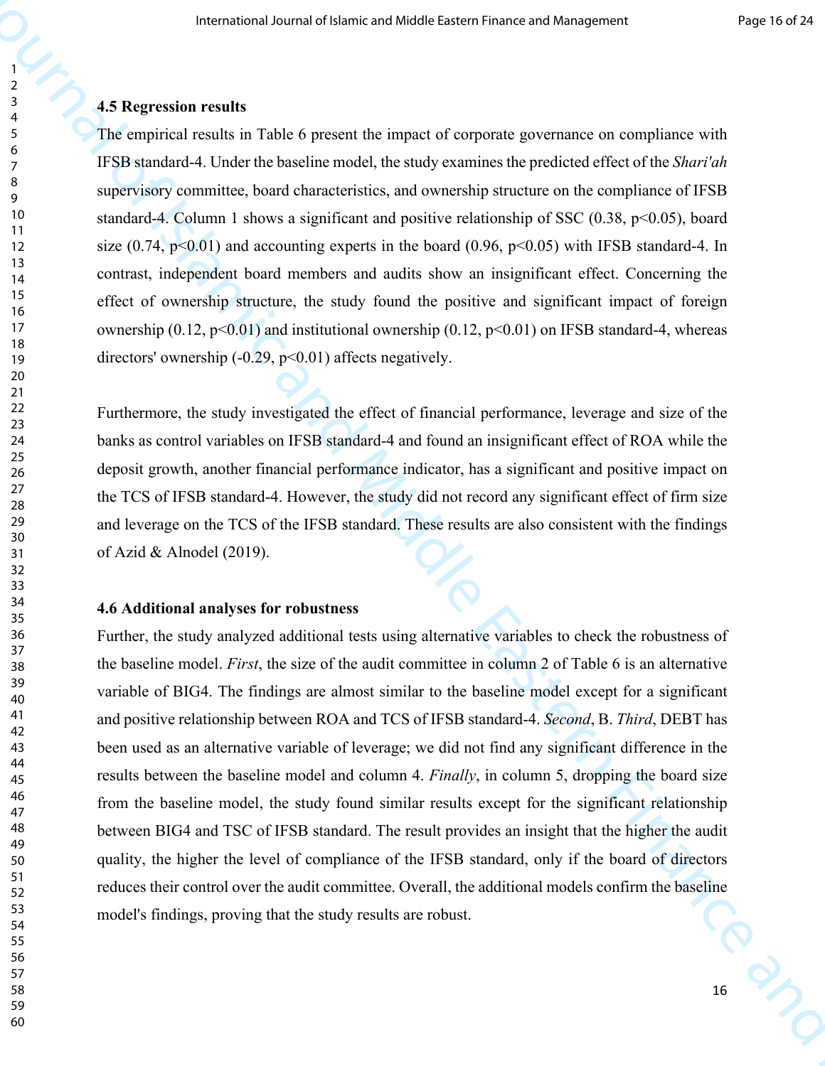### 4.5 Regression results

The empirical results in Table 6 present the impact of corporate governance on compliance with IFSB standard-4. Under the baseline model, the study examines the predicted effect of the *Shari'ah* supervisory committee, board characteristics, and ownership structure on the compliance of IFSB standard-4. Column 1 shows a significant and positive relationship of SSC (0.38, $p<0.05$), board size (0.74, $p<0.01$) and accounting experts in the board (0.96, $p<0.05$) with IFSB standard-4. In contrast, independent board members and audits show an insignificant effect. Concerning the effect of ownership structure, the study found the positive and significant impact of foreign ownership (0.12, $p<0.01$) and institutional ownership (0.12, $p<0.01$) on IFSB standard-4, whereas directors' ownership (-0.29, $p<0.01$) affects negatively.

Furthermore, the study investigated the effect of financial performance, leverage and size of the banks as control variables on IFSB standard-4 and found an insignificant effect of ROA while the deposit growth, another financial performance indicator, has a significant and positive impact on the TCS of IFSB standard-4. However, the study did not record any significant effect of firm size and leverage on the TCS of the IFSB standard. These results are also consistent with the findings of Azid & Alnodel (2019).

### 4.6 Additional analyses for robustness

Further, the study analyzed additional tests using alternative variables to check the robustness of the baseline model. *First*, the size of the audit committee in column 2 of Table 6 is an alternative variable of BIG4. The findings are almost similar to the baseline model except for a significant and positive relationship between ROA and TCS of IFSB standard-4. *Second*, B. *Third*, DEBT has been used as an alternative variable of leverage; we did not find any significant difference in the results between the baseline model and column 4. *Finally*, in column 5, dropping the board size from the baseline model, the study found similar results except for the significant relationship between BIG4 and TSC of IFSB standard. The result provides an insight that the higher the audit quality, the higher the level of compliance of the IFSB standard, only if the board of directors reduces their control over the audit committee. Overall, the additional models confirm the baseline model's findings, proving that the study results are robust.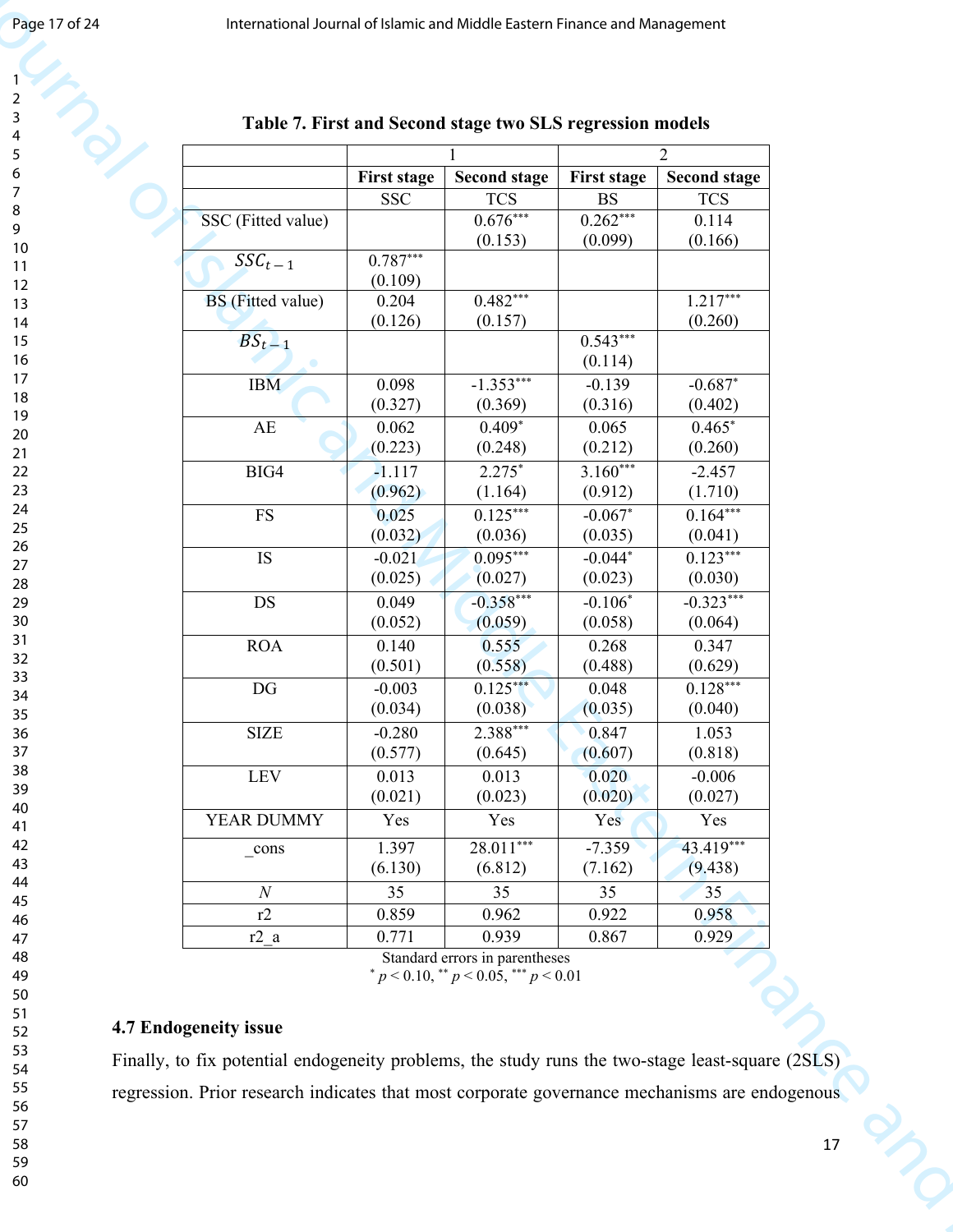**Table 7. First and Second stage two SLS regression models**

| | 1 | | 2 | |
|---|---|---|---|---|
| | First stage | Second stage | First stage | Second stage |
| | SSC | TCS | BS | TCS |
| SSC (Fitted value) | | 0.676*** (0.153) | 0.262*** (0.099) | 0.114 (0.166) |
| $SSC_{t-1}$ | 0.787*** (0.109) | | | |
| BS (Fitted value) | 0.204 (0.126) | 0.482*** (0.157) | | 1.217*** (0.260) |
| $BS_{t-1}$ | | | 0.543*** (0.114) | |
| IBM | 0.098 (0.327) | -1.353*** (0.369) | -0.139 (0.316) | -0.687* (0.402) |
| AE | 0.062 (0.223) | 0.409* (0.248) | 0.065 (0.212) | 0.465* (0.260) |
| BIG4 | -1.117 (0.962) | 2.275* (1.164) | 3.160*** (0.912) | -2.457 (1.710) |
| FS | 0.025 (0.032) | 0.125*** (0.036) | -0.067* (0.035) | 0.164*** (0.041) |
| IS | -0.021 (0.025) | 0.095*** (0.027) | -0.044* (0.023) | 0.123*** (0.030) |
| DS | 0.049 (0.052) | -0.358*** (0.059) | -0.106* (0.058) | -0.323*** (0.064) |
| ROA | 0.140 (0.501) | 0.555 (0.558) | 0.268 (0.488) | 0.347 (0.629) |
| DG | -0.003 (0.034) | 0.125*** (0.038) | 0.048 (0.035) | 0.128*** (0.040) |
| SIZE | -0.280 (0.577) | 2.388*** (0.645) | 0.847 (0.607) | 1.053 (0.818) |
| LEV | 0.013 (0.021) | 0.013 (0.023) | 0.020 (0.020) | -0.006 (0.027) |
| YEAR DUMMY | Yes | Yes | Yes | Yes |
| _cons | 1.397 (6.130) | 28.011*** (6.812) | -7.359 (7.162) | 43.419*** (9.438) |
| *N* | 35 | 35 | 35 | 35 |
| r2 | 0.859 | 0.962 | 0.922 | 0.958 |
| r2_a | 0.771 | 0.939 | 0.867 | 0.929 |

Standard errors in parentheses
* $p < 0.10$, ** $p < 0.05$, *** $p < 0.01$

### 4.7 Endogeneity issue

Finally, to fix potential endogeneity problems, the study runs the two-stage least-square (2SLS) regression. Prior research indicates that most corporate governance mechanisms are endogenous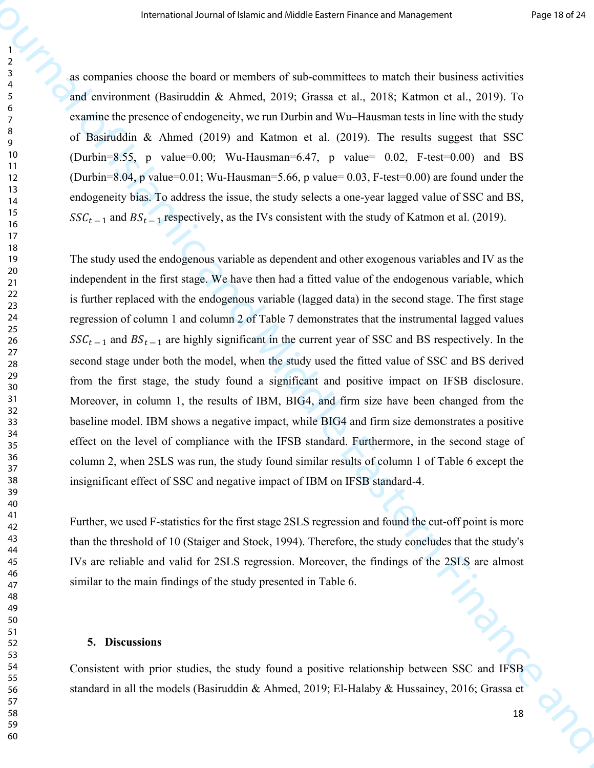as companies choose the board or members of sub-committees to match their business activities and environment (Basiruddin & Ahmed, 2019; Grassa et al., 2018; Katmon et al., 2019). To examine the presence of endogeneity, we run Durbin and Wu–Hausman tests in line with the study of Basiruddin & Ahmed (2019) and Katmon et al. (2019). The results suggest that SSC (Durbin=8.55, p value=0.00; Wu-Hausman=6.47, p value= 0.02, F-test=0.00) and BS (Durbin=8.04, p value=0.01; Wu-Hausman=5.66, p value= 0.03, F-test=0.00) are found under the endogeneity bias. To address the issue, the study selects a one-year lagged value of SSC and BS, $SSC_{t-1}$ and $BS_{t-1}$ respectively, as the IVs consistent with the study of Katmon et al. (2019).

The study used the endogenous variable as dependent and other exogenous variables and IV as the independent in the first stage. We have then had a fitted value of the endogenous variable, which is further replaced with the endogenous variable (lagged data) in the second stage. The first stage regression of column 1 and column 2 of Table 7 demonstrates that the instrumental lagged values $SSC_{t-1}$ and $BS_{t-1}$ are highly significant in the current year of SSC and BS respectively. In the second stage under both the model, when the study used the fitted value of SSC and BS derived from the first stage, the study found a significant and positive impact on IFSB disclosure. Moreover, in column 1, the results of IBM, BIG4, and firm size have been changed from the baseline model. IBM shows a negative impact, while BIG4 and firm size demonstrates a positive effect on the level of compliance with the IFSB standard. Furthermore, in the second stage of column 2, when 2SLS was run, the study found similar results of column 1 of Table 6 except the insignificant effect of SSC and negative impact of IBM on IFSB standard-4.

Further, we used F-statistics for the first stage 2SLS regression and found the cut-off point is more than the threshold of 10 (Staiger and Stock, 1994). Therefore, the study concludes that the study's IVs are reliable and valid for 2SLS regression. Moreover, the findings of the 2SLS are almost similar to the main findings of the study presented in Table 6.

## 5. Discussions

Consistent with prior studies, the study found a positive relationship between SSC and IFSB standard in all the models (Basiruddin & Ahmed, 2019; El-Halaby & Hussainey, 2016; Grassa et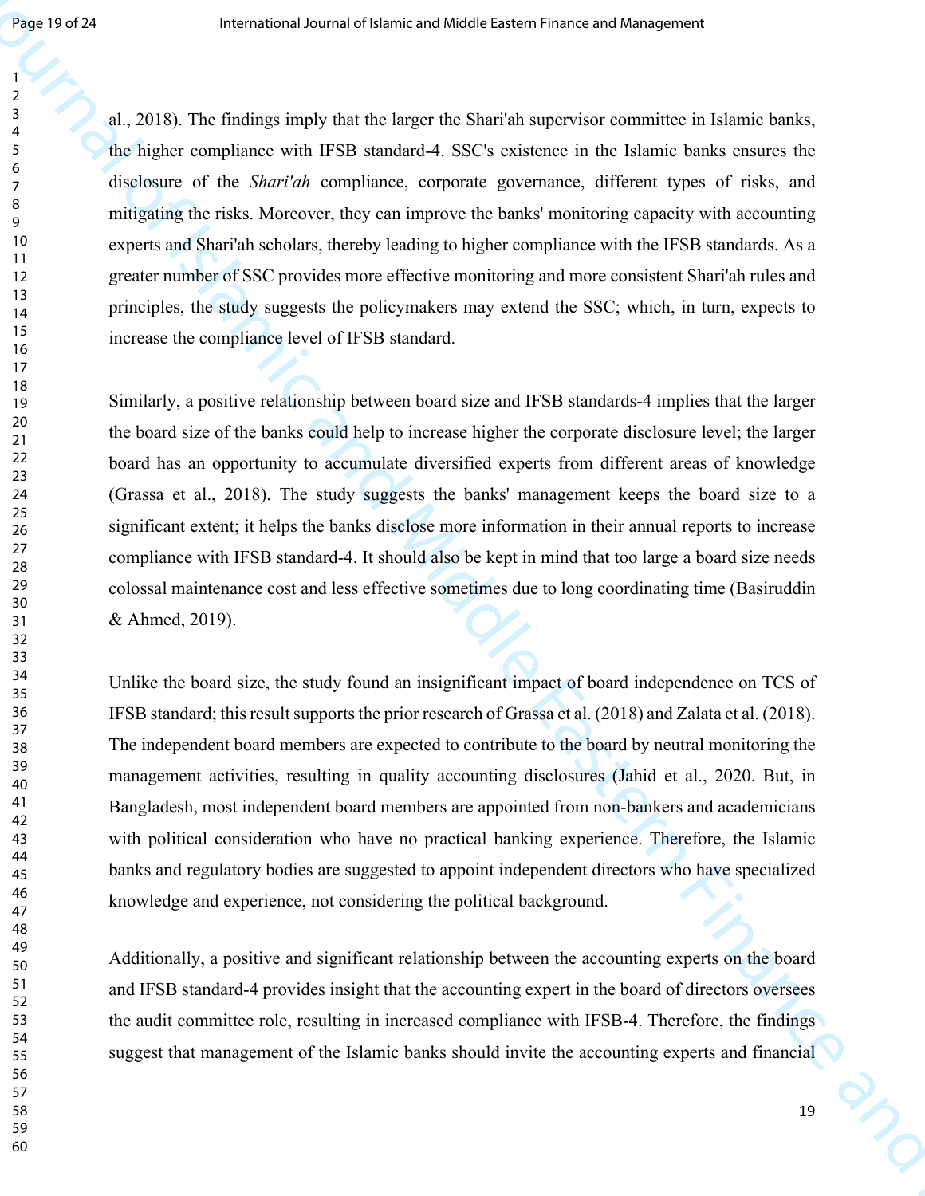al., 2018). The findings imply that the larger the Shari'ah supervisor committee in Islamic banks, the higher compliance with IFSB standard-4. SSC's existence in the Islamic banks ensures the disclosure of the *Shari'ah* compliance, corporate governance, different types of risks, and mitigating the risks. Moreover, they can improve the banks' monitoring capacity with accounting experts and Shari'ah scholars, thereby leading to higher compliance with the IFSB standards. As a greater number of SSC provides more effective monitoring and more consistent Shari'ah rules and principles, the study suggests the policymakers may extend the SSC; which, in turn, expects to increase the compliance level of IFSB standard.

Similarly, a positive relationship between board size and IFSB standards-4 implies that the larger the board size of the banks could help to increase higher the corporate disclosure level; the larger board has an opportunity to accumulate diversified experts from different areas of knowledge (Grassa et al., 2018). The study suggests the banks' management keeps the board size to a significant extent; it helps the banks disclose more information in their annual reports to increase compliance with IFSB standard-4. It should also be kept in mind that too large a board size needs colossal maintenance cost and less effective sometimes due to long coordinating time (Basiruddin & Ahmed, 2019).

Unlike the board size, the study found an insignificant impact of board independence on TCS of IFSB standard; this result supports the prior research of Grassa et al. (2018) and Zalata et al. (2018). The independent board members are expected to contribute to the board by neutral monitoring the management activities, resulting in quality accounting disclosures (Jahid et al., 2020. But, in Bangladesh, most independent board members are appointed from non-bankers and academicians with political consideration who have no practical banking experience. Therefore, the Islamic banks and regulatory bodies are suggested to appoint independent directors who have specialized knowledge and experience, not considering the political background.

Additionally, a positive and significant relationship between the accounting experts on the board and IFSB standard-4 provides insight that the accounting expert in the board of directors oversees the audit committee role, resulting in increased compliance with IFSB-4. Therefore, the findings suggest that management of the Islamic banks should invite the accounting experts and financial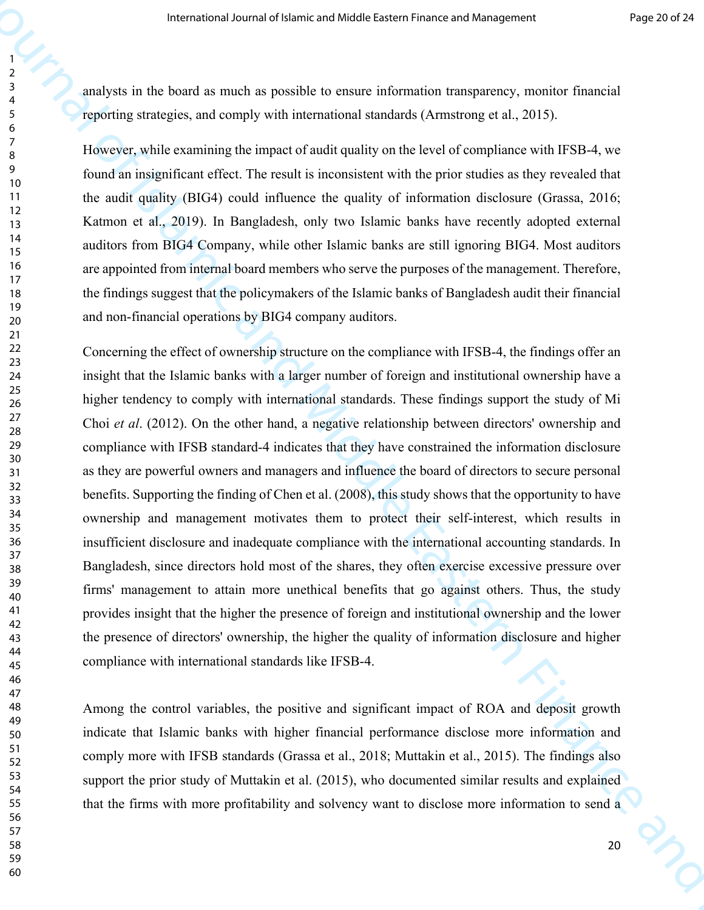analysts in the board as much as possible to ensure information transparency, monitor financial reporting strategies, and comply with international standards (Armstrong et al., 2015).

However, while examining the impact of audit quality on the level of compliance with IFSB-4, we found an insignificant effect. The result is inconsistent with the prior studies as they revealed that the audit quality (BIG4) could influence the quality of information disclosure (Grassa, 2016; Katmon et al., 2019). In Bangladesh, only two Islamic banks have recently adopted external auditors from BIG4 Company, while other Islamic banks are still ignoring BIG4. Most auditors are appointed from internal board members who serve the purposes of the management. Therefore, the findings suggest that the policymakers of the Islamic banks of Bangladesh audit their financial and non-financial operations by BIG4 company auditors.

Concerning the effect of ownership structure on the compliance with IFSB-4, the findings offer an insight that the Islamic banks with a larger number of foreign and institutional ownership have a higher tendency to comply with international standards. These findings support the study of Mi Choi *et al*. (2012). On the other hand, a negative relationship between directors' ownership and compliance with IFSB standard-4 indicates that they have constrained the information disclosure as they are powerful owners and managers and influence the board of directors to secure personal benefits. Supporting the finding of Chen et al. (2008), this study shows that the opportunity to have ownership and management motivates them to protect their self-interest, which results in insufficient disclosure and inadequate compliance with the international accounting standards. In Bangladesh, since directors hold most of the shares, they often exercise excessive pressure over firms' management to attain more unethical benefits that go against others. Thus, the study provides insight that the higher the presence of foreign and institutional ownership and the lower the presence of directors' ownership, the higher the quality of information disclosure and higher compliance with international standards like IFSB-4.

Among the control variables, the positive and significant impact of ROA and deposit growth indicate that Islamic banks with higher financial performance disclose more information and comply more with IFSB standards (Grassa et al., 2018; Muttakin et al., 2015). The findings also support the prior study of Muttakin et al. (2015), who documented similar results and explained that the firms with more profitability and solvency want to disclose more information to send a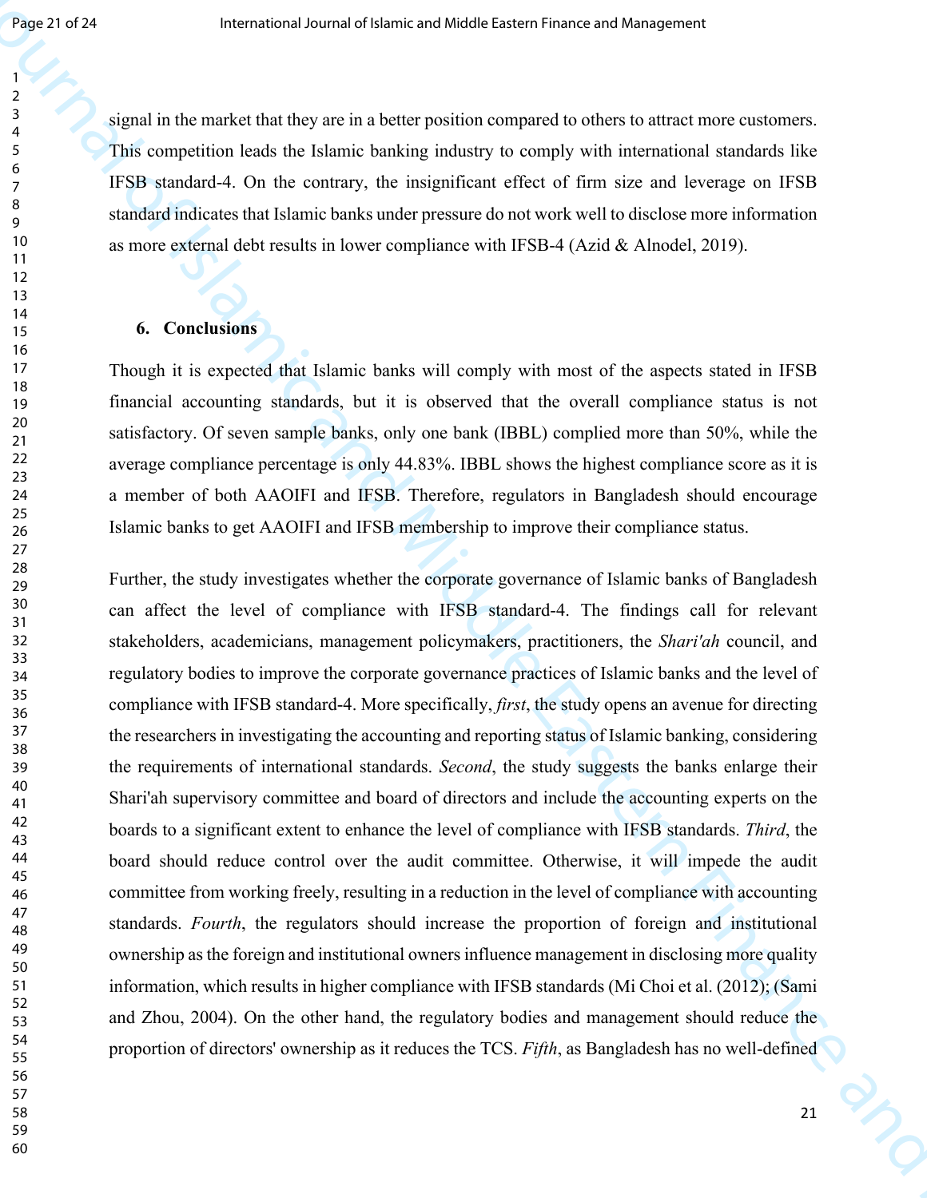signal in the market that they are in a better position compared to others to attract more customers. This competition leads the Islamic banking industry to comply with international standards like IFSB standard-4. On the contrary, the insignificant effect of firm size and leverage on IFSB standard indicates that Islamic banks under pressure do not work well to disclose more information as more external debt results in lower compliance with IFSB-4 (Azid & Alnodel, 2019).

## 6. Conclusions

Though it is expected that Islamic banks will comply with most of the aspects stated in IFSB financial accounting standards, but it is observed that the overall compliance status is not satisfactory. Of seven sample banks, only one bank (IBBL) complied more than 50%, while the average compliance percentage is only 44.83%. IBBL shows the highest compliance score as it is a member of both AAOIFI and IFSB. Therefore, regulators in Bangladesh should encourage Islamic banks to get AAOIFI and IFSB membership to improve their compliance status.

Further, the study investigates whether the corporate governance of Islamic banks of Bangladesh can affect the level of compliance with IFSB standard-4. The findings call for relevant stakeholders, academicians, management policymakers, practitioners, the *Shari'ah* council, and regulatory bodies to improve the corporate governance practices of Islamic banks and the level of compliance with IFSB standard-4. More specifically, *first*, the study opens an avenue for directing the researchers in investigating the accounting and reporting status of Islamic banking, considering the requirements of international standards. *Second*, the study suggests the banks enlarge their Shari'ah supervisory committee and board of directors and include the accounting experts on the boards to a significant extent to enhance the level of compliance with IFSB standards. *Third*, the board should reduce control over the audit committee. Otherwise, it will impede the audit committee from working freely, resulting in a reduction in the level of compliance with accounting standards. *Fourth*, the regulators should increase the proportion of foreign and institutional ownership as the foreign and institutional owners influence management in disclosing more quality information, which results in higher compliance with IFSB standards (Mi Choi et al. (2012); (Sami and Zhou, 2004). On the other hand, the regulatory bodies and management should reduce the proportion of directors' ownership as it reduces the TCS. *Fifth*, as Bangladesh has no well-defined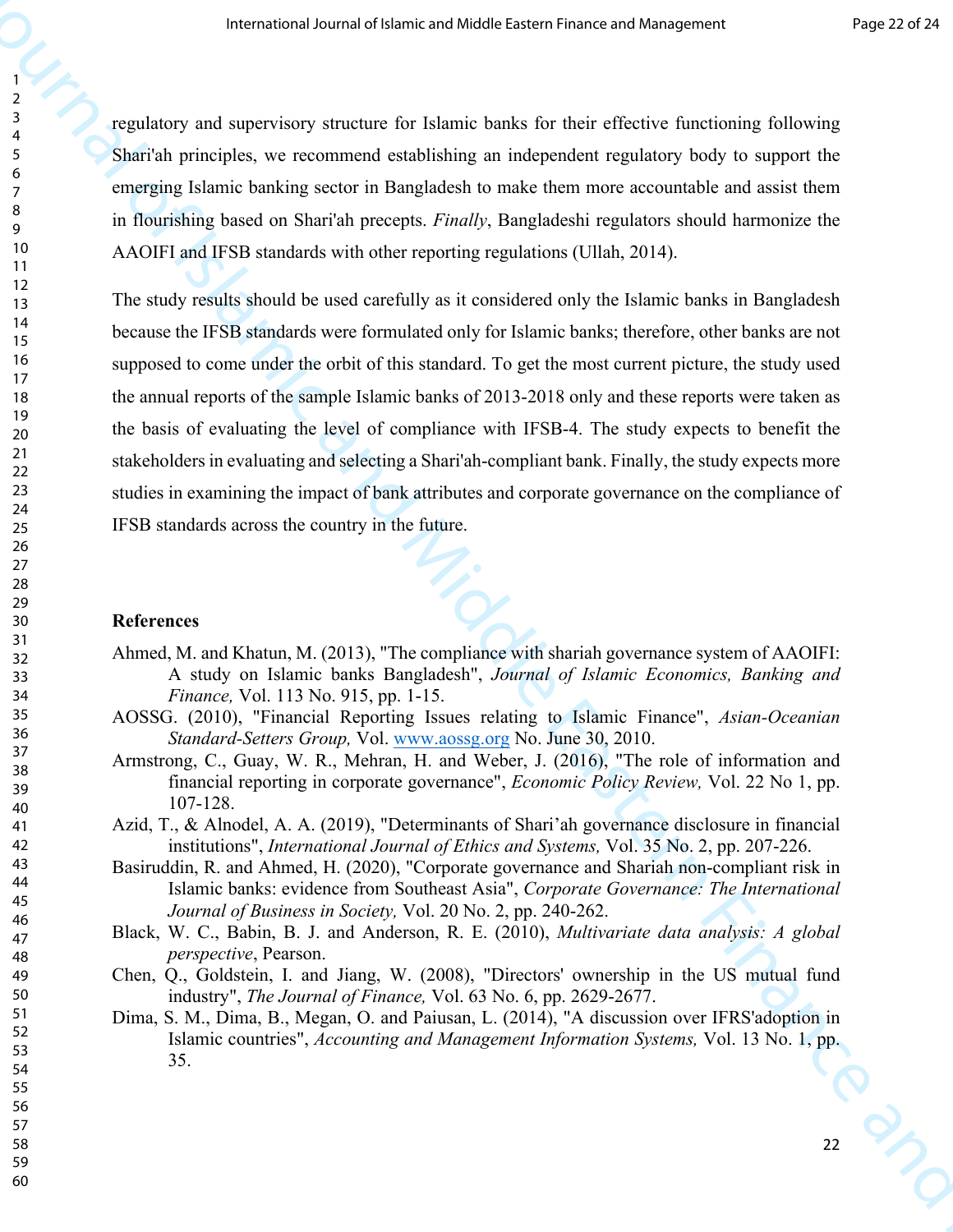regulatory and supervisory structure for Islamic banks for their effective functioning following Shari'ah principles, we recommend establishing an independent regulatory body to support the emerging Islamic banking sector in Bangladesh to make them more accountable and assist them in flourishing based on Shari'ah precepts. *Finally*, Bangladeshi regulators should harmonize the AAOIFI and IFSB standards with other reporting regulations (Ullah, 2014).

The study results should be used carefully as it considered only the Islamic banks in Bangladesh because the IFSB standards were formulated only for Islamic banks; therefore, other banks are not supposed to come under the orbit of this standard. To get the most current picture, the study used the annual reports of the sample Islamic banks of 2013-2018 only and these reports were taken as the basis of evaluating the level of compliance with IFSB-4. The study expects to benefit the stakeholders in evaluating and selecting a Shari'ah-compliant bank. Finally, the study expects more studies in examining the impact of bank attributes and corporate governance on the compliance of IFSB standards across the country in the future.

## References

Ahmed, M. and Khatun, M. (2013), "The compliance with shariah governance system of AAOIFI: A study on Islamic banks Bangladesh", *Journal of Islamic Economics, Banking and Finance,* Vol. 113 No. 915, pp. 1-15.

AOSSG. (2010), "Financial Reporting Issues relating to Islamic Finance", *Asian-Oceanian Standard-Setters Group,* Vol. www.aossg.org No. June 30, 2010.

Armstrong, C., Guay, W. R., Mehran, H. and Weber, J. (2016), "The role of information and financial reporting in corporate governance", *Economic Policy Review,* Vol. 22 No 1, pp. 107-128.

Azid, T., & Alnodel, A. A. (2019), "Determinants of Shari'ah governance disclosure in financial institutions", *International Journal of Ethics and Systems,* Vol. 35 No. 2, pp. 207-226.

Basiruddin, R. and Ahmed, H. (2020), "Corporate governance and Shariah non-compliant risk in Islamic banks: evidence from Southeast Asia", *Corporate Governance: The International Journal of Business in Society,* Vol. 20 No. 2, pp. 240-262.

Black, W. C., Babin, B. J. and Anderson, R. E. (2010), *Multivariate data analysis: A global perspective*, Pearson.

Chen, Q., Goldstein, I. and Jiang, W. (2008), "Directors' ownership in the US mutual fund industry", *The Journal of Finance,* Vol. 63 No. 6, pp. 2629-2677.

Dima, S. M., Dima, B., Megan, O. and Paiusan, L. (2014), "A discussion over IFRS'adoption in Islamic countries", *Accounting and Management Information Systems,* Vol. 13 No. 1, pp. 35.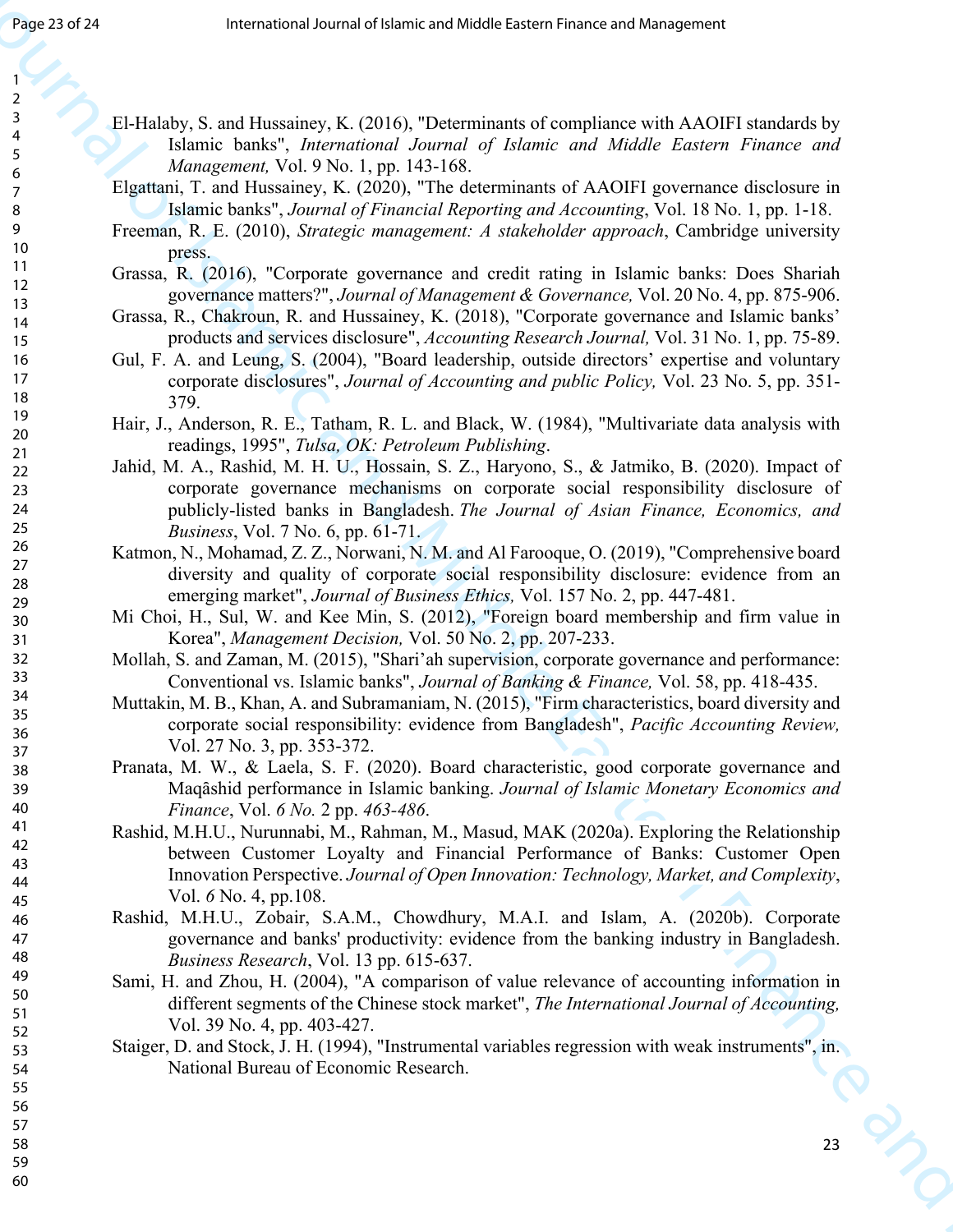El-Halaby, S. and Hussainey, K. (2016), "Determinants of compliance with AAOIFI standards by Islamic banks", *International Journal of Islamic and Middle Eastern Finance and Management,* Vol. 9 No. 1, pp. 143-168.

Elgattani, T. and Hussainey, K. (2020), "The determinants of AAOIFI governance disclosure in Islamic banks", *Journal of Financial Reporting and Accounting*, Vol. 18 No. 1, pp. 1-18.

Freeman, R. E. (2010), *Strategic management: A stakeholder approach*, Cambridge university press.

Grassa, R. (2016), "Corporate governance and credit rating in Islamic banks: Does Shariah governance matters?", *Journal of Management & Governance,* Vol. 20 No. 4, pp. 875-906.

Grassa, R., Chakroun, R. and Hussainey, K. (2018), "Corporate governance and Islamic banks' products and services disclosure", *Accounting Research Journal,* Vol. 31 No. 1, pp. 75-89.

Gul, F. A. and Leung, S. (2004), "Board leadership, outside directors' expertise and voluntary corporate disclosures", *Journal of Accounting and public Policy,* Vol. 23 No. 5, pp. 351-379.

Hair, J., Anderson, R. E., Tatham, R. L. and Black, W. (1984), "Multivariate data analysis with readings, 1995", *Tulsa, OK: Petroleum Publishing*.

Jahid, M. A., Rashid, M. H. U., Hossain, S. Z., Haryono, S., & Jatmiko, B. (2020). Impact of corporate governance mechanisms on corporate social responsibility disclosure of publicly-listed banks in Bangladesh. *The Journal of Asian Finance, Economics, and Business*, Vol. 7 No. 6, pp. 61-71.

Katmon, N., Mohamad, Z. Z., Norwani, N. M. and Al Farooque, O. (2019), "Comprehensive board diversity and quality of corporate social responsibility disclosure: evidence from an emerging market", *Journal of Business Ethics,* Vol. 157 No. 2, pp. 447-481.

Mi Choi, H., Sul, W. and Kee Min, S. (2012), "Foreign board membership and firm value in Korea", *Management Decision,* Vol. 50 No. 2, pp. 207-233.

Mollah, S. and Zaman, M. (2015), "Shari'ah supervision, corporate governance and performance: Conventional vs. Islamic banks", *Journal of Banking & Finance,* Vol. 58, pp. 418-435.

Muttakin, M. B., Khan, A. and Subramaniam, N. (2015), "Firm characteristics, board diversity and corporate social responsibility: evidence from Bangladesh", *Pacific Accounting Review,* Vol. 27 No. 3, pp. 353-372.

Pranata, M. W., & Laela, S. F. (2020). Board characteristic, good corporate governance and Maqâshid performance in Islamic banking. *Journal of Islamic Monetary Economics and Finance*, Vol. *6 No.* 2 pp. *463-486*.

Rashid, M.H.U., Nurunnabi, M., Rahman, M., Masud, MAK (2020a). Exploring the Relationship between Customer Loyalty and Financial Performance of Banks: Customer Open Innovation Perspective. *Journal of Open Innovation: Technology, Market, and Complexity*, Vol. *6* No. 4, pp.108.

Rashid, M.H.U., Zobair, S.A.M., Chowdhury, M.A.I. and Islam, A. (2020b). Corporate governance and banks' productivity: evidence from the banking industry in Bangladesh. *Business Research*, Vol. 13 pp. 615-637.

Sami, H. and Zhou, H. (2004), "A comparison of value relevance of accounting information in different segments of the Chinese stock market", *The International Journal of Accounting,* Vol. 39 No. 4, pp. 403-427.

Staiger, D. and Stock, J. H. (1994), "Instrumental variables regression with weak instruments", in. National Bureau of Economic Research.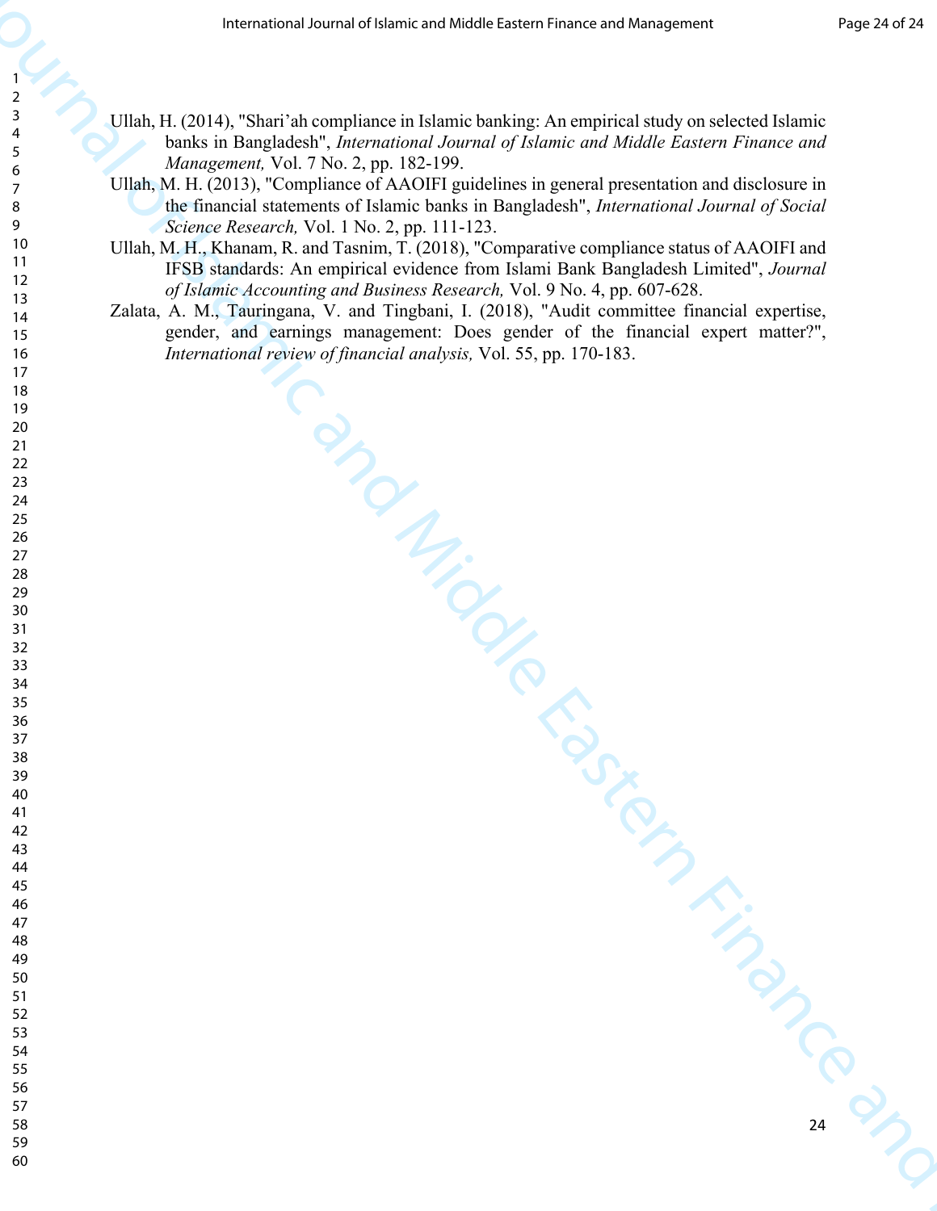Ullah, H. (2014), "Shari'ah compliance in Islamic banking: An empirical study on selected Islamic banks in Bangladesh", *International Journal of Islamic and Middle Eastern Finance and Management,* Vol. 7 No. 2, pp. 182-199.

Ullah, M. H. (2013), "Compliance of AAOIFI guidelines in general presentation and disclosure in the financial statements of Islamic banks in Bangladesh", *International Journal of Social Science Research,* Vol. 1 No. 2, pp. 111-123.

Ullah, M. H., Khanam, R. and Tasnim, T. (2018), "Comparative compliance status of AAOIFI and IFSB standards: An empirical evidence from Islami Bank Bangladesh Limited", *Journal of Islamic Accounting and Business Research,* Vol. 9 No. 4, pp. 607-628.

Zalata, A. M., Tauringana, V. and Tingbani, I. (2018), "Audit committee financial expertise, gender, and earnings management: Does gender of the financial expert matter?", *International review of financial analysis,* Vol. 55, pp. 170-183.